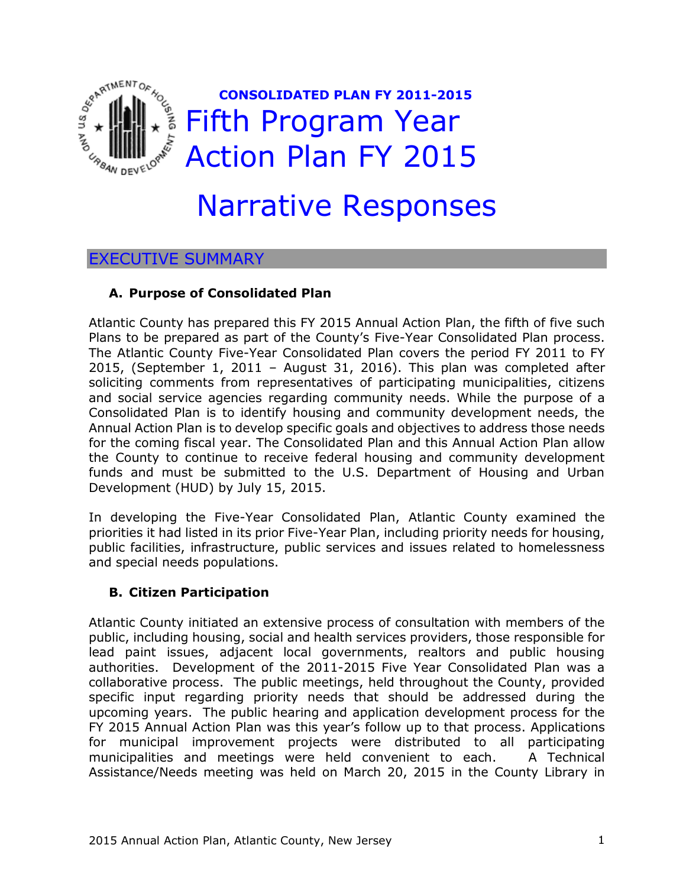**CONSOLIDATED PLAN FY 2011-2015**

# Fifth Program Year Action Plan FY 2015

# Narrative Responses

## EXECUTIVE SUMMARY

### A. Purpose of Consolidated Plan

Atlantic County has prepared this FY 2015 Annual Action Plan, the fifth of five such Plans to be prepared as part of the County's Five-Year Consolidated Plan process. The Atlantic County Five-Year Consolidated Plan covers the period FY 2011 to FY 2015, (September 1, 2011 – August 31, 2016). This plan was completed after soliciting comments from representatives of participating municipalities, citizens and social service agencies regarding community needs. While the purpose of a Consolidated Plan is to identify housing and community development needs, the Annual Action Plan is to develop specific goals and objectives to address those needs for the coming fiscal year. The Consolidated Plan and this Annual Action Plan allow the County to continue to receive federal housing and community development funds and must be submitted to the U.S. Department of Housing and Urban Development (HUD) by July 15, 2015.

In developing the Five-Year Consolidated Plan, Atlantic County examined the priorities it had listed in its prior Five-Year Plan, including priority needs for housing, public facilities, infrastructure, public services and issues related to homelessness and special needs populations.

### B. Citizen Participation

Atlantic County initiated an extensive process of consultation with members of the public, including housing, social and health services providers, those responsible for lead paint issues, adjacent local governments, realtors and public housing authorities. Development of the 2011-2015 Five Year Consolidated Plan was a collaborative process. The public meetings, held throughout the County, provided specific input regarding priority needs that should be addressed during the upcoming years. The public hearing and application development process for the FY 2015 Annual Action Plan was this year's follow up to that process. Applications for municipal improvement projects were distributed to all participating municipalities and meetings were held convenient to each. A Technical Assistance/Needs meeting was held on March 20, 2015 in the County Library in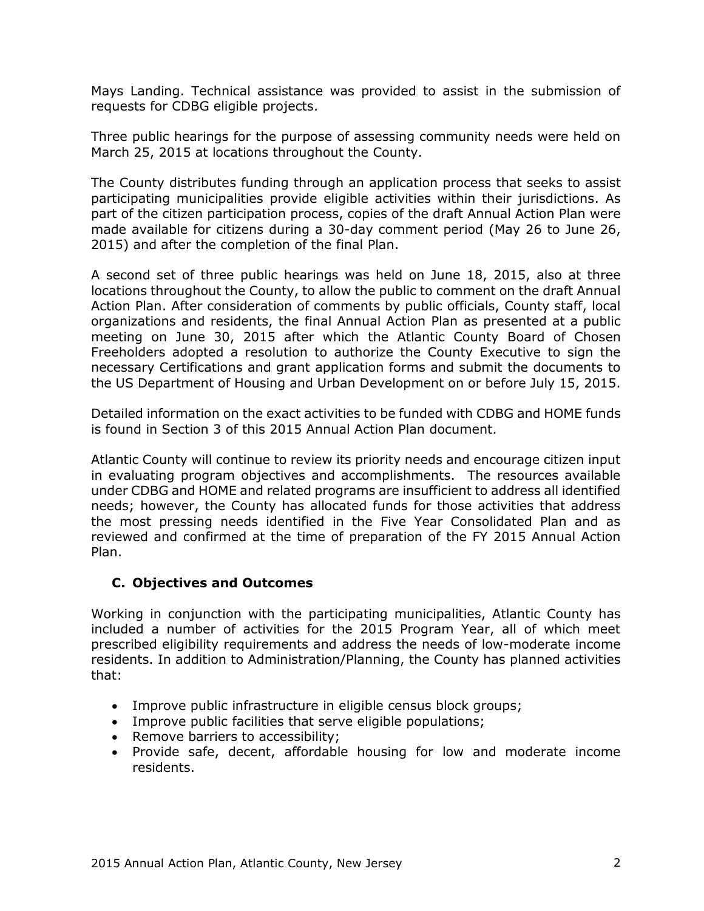Mays Landing. Technical assistance was provided to assist in the submission of requests for CDBG eligible projects.

Three public hearings for the purpose of assessing community needs were held on March 25, 2015 at locations throughout the County.

The County distributes funding through an application process that seeks to assist participating municipalities provide eligible activities within their jurisdictions. As part of the citizen participation process, copies of the draft Annual Action Plan were made available for citizens during a 30-day comment period (May 26 to June 26, 2015) and after the completion of the final Plan.

A second set of three public hearings was held on June 18, 2015, also at three locations throughout the County, to allow the public to comment on the draft Annual Action Plan. After consideration of comments by public officials, County staff, local organizations and residents, the final Annual Action Plan as presented at a public meeting on June 30, 2015 after which the Atlantic County Board of Chosen Freeholders adopted a resolution to authorize the County Executive to sign the necessary Certifications and grant application forms and submit the documents to the US Department of Housing and Urban Development on or before July 15, 2015.

Detailed information on the exact activities to be funded with CDBG and HOME funds is found in Section 3 of this 2015 Annual Action Plan document.

Atlantic County will continue to review its priority needs and encourage citizen input in evaluating program objectives and accomplishments. The resources available under CDBG and HOME and related programs are insufficient to address all identified needs; however, the County has allocated funds for those activities that address the most pressing needs identified in the Five Year Consolidated Plan and as reviewed and confirmed at the time of preparation of the FY 2015 Annual Action Plan.

### C. Objectives and Outcomes

Working in conjunction with the participating municipalities, Atlantic County has included a number of activities for the 2015 Program Year, all of which meet prescribed eligibility requirements and address the needs of low-moderate income residents. In addition to Administration/Planning, the County has planned activities that:

- Improve public infrastructure in eligible census block groups;
- Improve public facilities that serve eligible populations;
- Remove barriers to accessibility;
- Provide safe, decent, affordable housing for low and moderate income residents.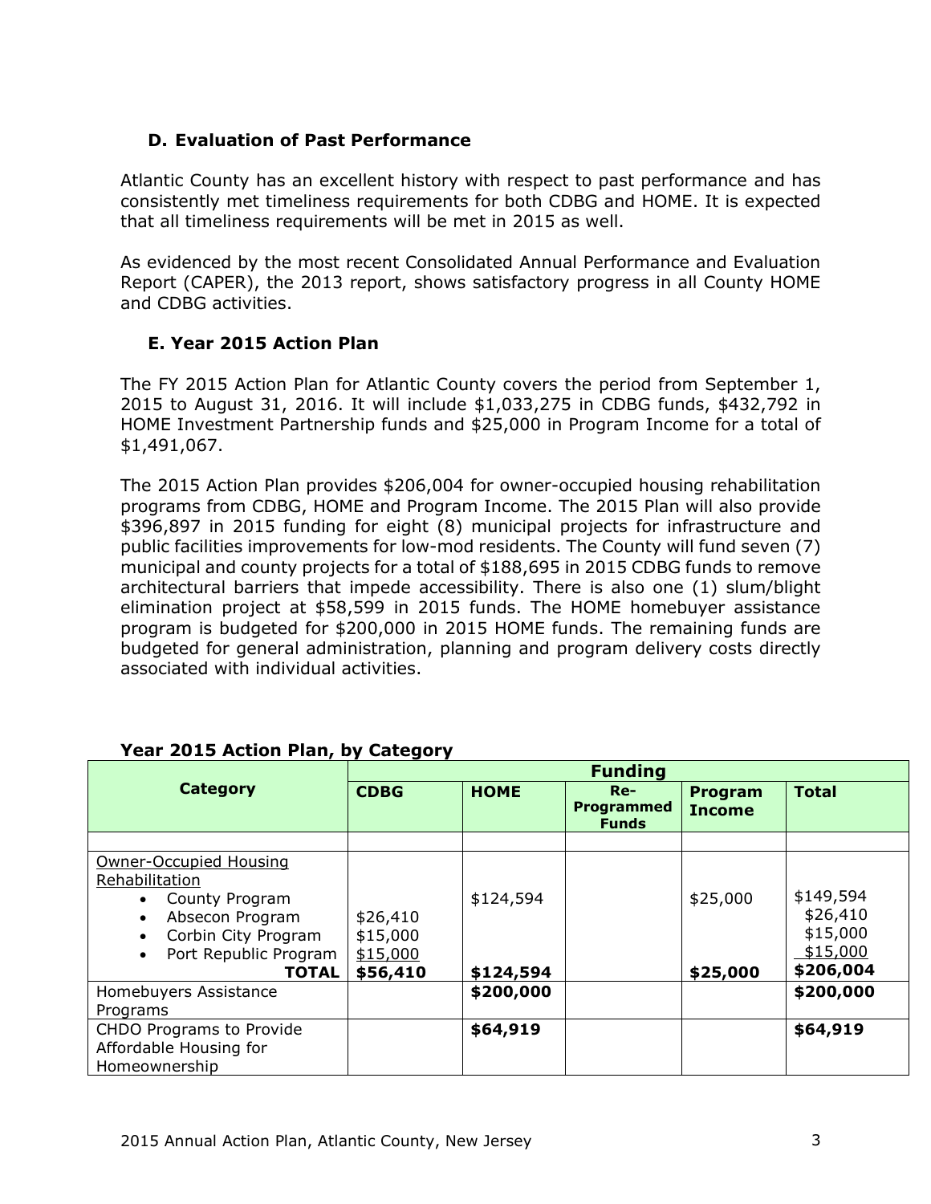### D. Evaluation of Past Performance

Atlantic County has an excellent history with respect to past performance and has consistently met timeliness requirements for both CDBG and HOME. It is expected that all timeliness requirements will be met in 2015 as well.

As evidenced by the most recent Consolidated Annual Performance and Evaluation Report (CAPER), the 2013 report, shows satisfactory progress in all County HOME and CDBG activities.

### E. Year 2015 Action Plan

The FY 2015 Action Plan for Atlantic County covers the period from September 1, 2015 to August 31, 2016. It will include $1,033,275 in CDBG funds, $432,792 in HOME Investment Partnership funds and $25,000 in Program Income for a total of $1,491,067.

The 2015 Action Plan provides $206,004 for owner-occupied housing rehabilitation programs from CDBG, HOME and Program Income. The 2015 Plan will also provide $396,897 in 2015 funding for eight (8) municipal projects for infrastructure and public facilities improvements for low-mod residents. The County will fund seven (7) municipal and county projects for a total of $188,695 in 2015 CDBG funds to remove architectural barriers that impede accessibility. There is also one (1) slum/blight elimination project at $58,599 in 2015 funds. The HOME homebuyer assistance program is budgeted for $200,000 in 2015 HOME funds. The remaining funds are budgeted for general administration, planning and program delivery costs directly associated with individual activities.

**Year 2015 Action Plan, by Category**

| Category | Funding | | | | |
|---|---|---|---|---|---|
| | **CDBG** | **HOME** | **Re-Programmed Funds** | **Program Income** | **Total** |
| | | | | | |
| Owner-Occupied Housing Rehabilitation | | | | | |
| • County Program | | $124,594 | | $25,000 | $149,594 |
| • Absecon Program | $26,410 | | | | $26,410 |
| • Corbin City Program | $15,000 | | | | $15,000 |
| • Port Republic Program | $15,000 | | | | $15,000 |
| **TOTAL** | **$56,410** | **$124,594** | | **$25,000** | **$206,004** |
| Homebuyers Assistance Programs | | **$200,000** | | | **$200,000** |
| CHDO Programs to Provide Affordable Housing for Homeownership | | **$64,919** | | | **$64,919** |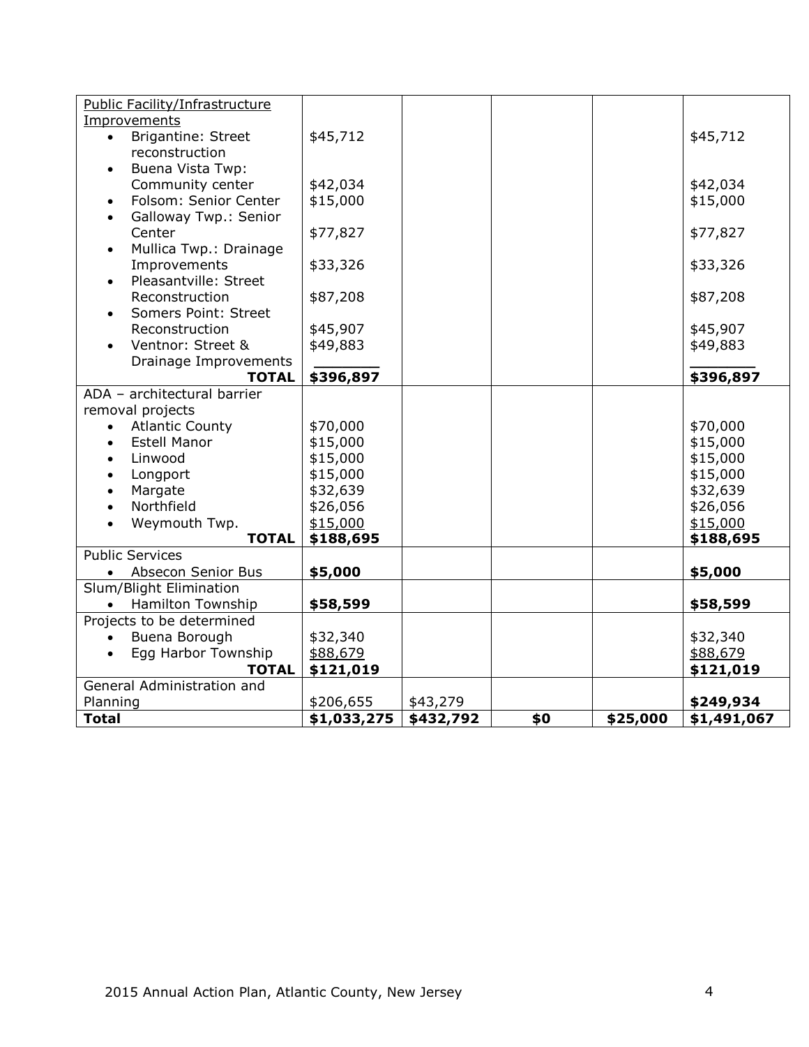| | | | | | |
|---|---|---|---|---|---|
| Public Facility/Infrastructure Improvements | | | | | |
| • Brigantine: Street reconstruction | $45,712 | | | | $45,712 |
| • Buena Vista Twp: Community center | $42,034 | | | | $42,034 |
| • Folsom: Senior Center | $15,000 | | | | $15,000 |
| • Galloway Twp.: Senior Center | $77,827 | | | | $77,827 |
| • Mullica Twp.: Drainage Improvements | $33,326 | | | | $33,326 |
| • Pleasantville: Street Reconstruction | $87,208 | | | | $87,208 |
| • Somers Point: Street Reconstruction | $45,907 | | | | $45,907 |
| • Ventnor: Street & Drainage Improvements | $49,883 | | | | $49,883 |
| **TOTAL** | **$396,897** | | | | **$396,897** |
| ADA – architectural barrier removal projects | | | | | |
| • Atlantic County | $70,000 | | | | $70,000 |
| • Estell Manor | $15,000 | | | | $15,000 |
| • Linwood | $15,000 | | | | $15,000 |
| • Longport | $15,000 | | | | $15,000 |
| • Margate | $32,639 | | | | $32,639 |
| • Northfield | $26,056 | | | | $26,056 |
| • Weymouth Twp. | $15,000 | | | | $15,000 |
| **TOTAL** | **$188,695** | | | | **$188,695** |
| Public Services | | | | | |
| • Absecon Senior Bus | **$5,000** | | | | **$5,000** |
| Slum/Blight Elimination | | | | | |
| • Hamilton Township | **$58,599** | | | | **$58,599** |
| Projects to be determined | | | | | |
| • Buena Borough | $32,340 | | | | $32,340 |
| • Egg Harbor Township | $88,679 | | | | $88,679 |
| **TOTAL** | **$121,019** | | | | **$121,019** |
| General Administration and Planning | $206,655 | $43,279 | | | **$249,934** |
| **Total** | **$1,033,275** | **$432,792** | **$0** | **$25,000** | **$1,491,067** |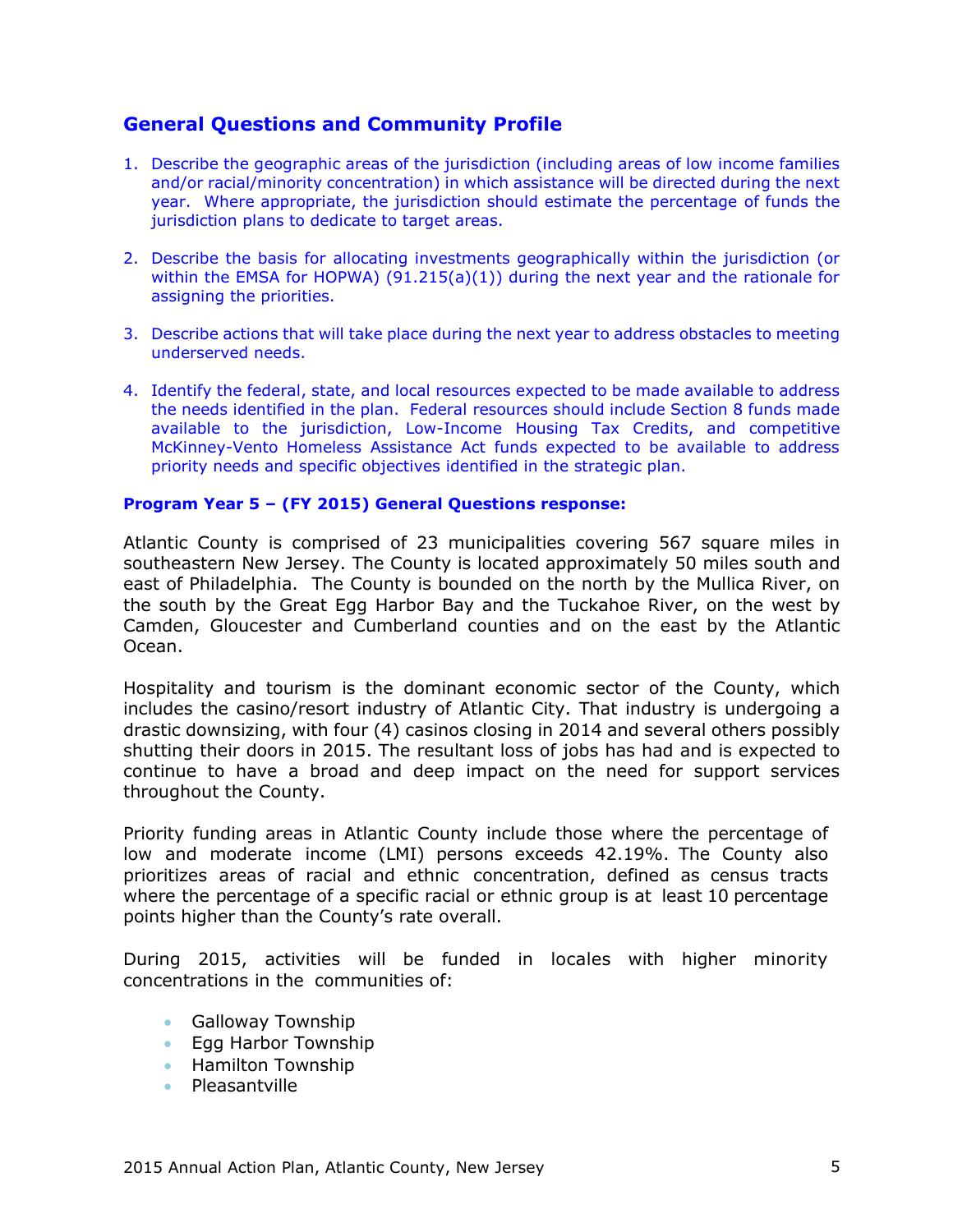## General Questions and Community Profile

1. Describe the geographic areas of the jurisdiction (including areas of low income families and/or racial/minority concentration) in which assistance will be directed during the next year. Where appropriate, the jurisdiction should estimate the percentage of funds the jurisdiction plans to dedicate to target areas.

2. Describe the basis for allocating investments geographically within the jurisdiction (or within the EMSA for HOPWA) (91.215(a)(1)) during the next year and the rationale for assigning the priorities.

3. Describe actions that will take place during the next year to address obstacles to meeting underserved needs.

4. Identify the federal, state, and local resources expected to be made available to address the needs identified in the plan. Federal resources should include Section 8 funds made available to the jurisdiction, Low-Income Housing Tax Credits, and competitive McKinney-Vento Homeless Assistance Act funds expected to be available to address priority needs and specific objectives identified in the strategic plan.

**Program Year 5 – (FY 2015) General Questions response:**

Atlantic County is comprised of 23 municipalities covering 567 square miles in southeastern New Jersey. The County is located approximately 50 miles south and east of Philadelphia. The County is bounded on the north by the Mullica River, on the south by the Great Egg Harbor Bay and the Tuckahoe River, on the west by Camden, Gloucester and Cumberland counties and on the east by the Atlantic Ocean.

Hospitality and tourism is the dominant economic sector of the County, which includes the casino/resort industry of Atlantic City. That industry is undergoing a drastic downsizing, with four (4) casinos closing in 2014 and several others possibly shutting their doors in 2015. The resultant loss of jobs has had and is expected to continue to have a broad and deep impact on the need for support services throughout the County.

Priority funding areas in Atlantic County include those where the percentage of low and moderate income (LMI) persons exceeds 42.19%. The County also prioritizes areas of racial and ethnic concentration, defined as census tracts where the percentage of a specific racial or ethnic group is at least 10 percentage points higher than the County's rate overall.

During 2015, activities will be funded in locales with higher minority concentrations in the communities of:

- Galloway Township
- Egg Harbor Township
- Hamilton Township
- Pleasantville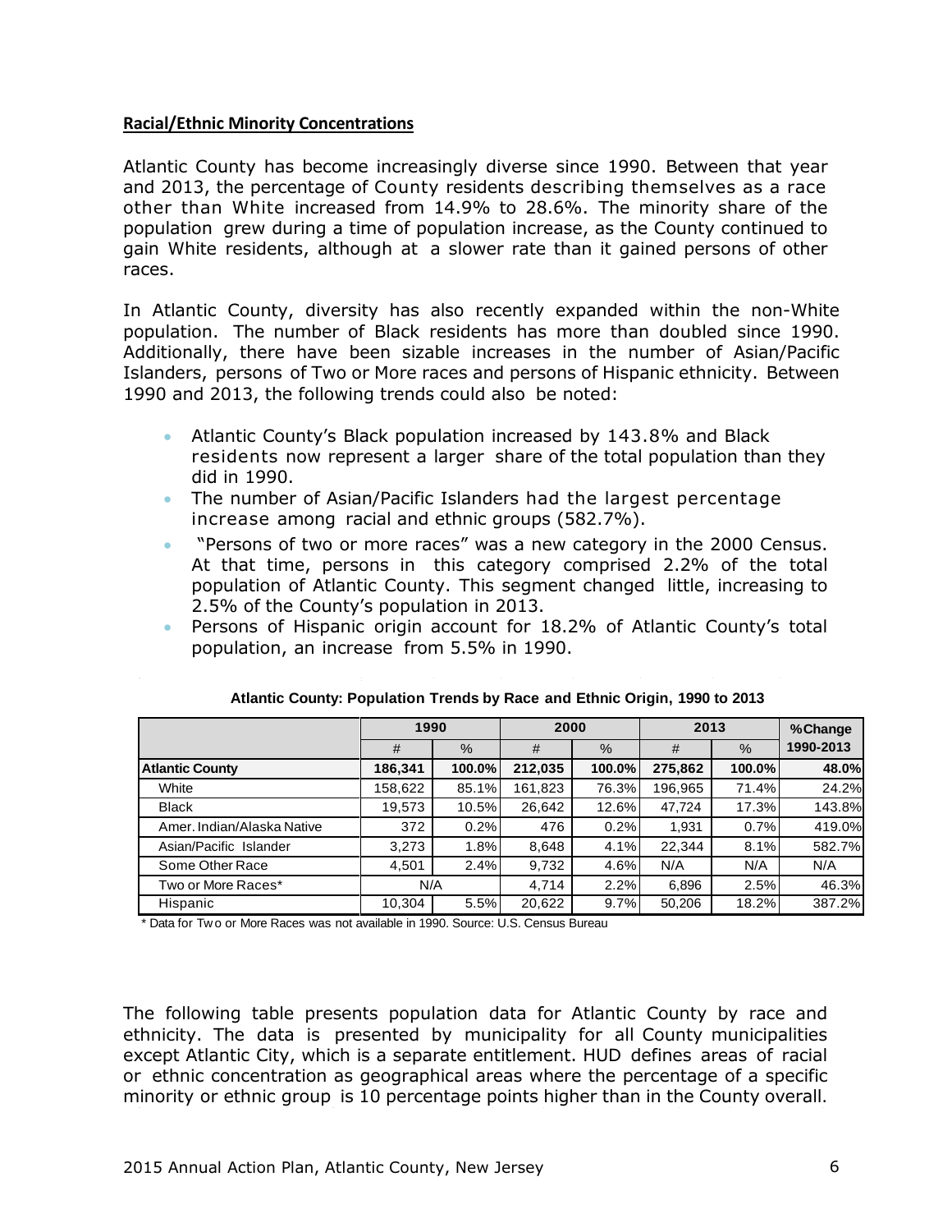**Racial/Ethnic Minority Concentrations**

Atlantic County has become increasingly diverse since 1990. Between that year and 2013, the percentage of County residents describing themselves as a race other than White increased from 14.9% to 28.6%. The minority share of the population grew during a time of population increase, as the County continued to gain White residents, although at a slower rate than it gained persons of other races.

In Atlantic County, diversity has also recently expanded within the non-White population. The number of Black residents has more than doubled since 1990. Additionally, there have been sizable increases in the number of Asian/Pacific Islanders, persons of Two or More races and persons of Hispanic ethnicity. Between 1990 and 2013, the following trends could also be noted:

- Atlantic County's Black population increased by 143.8% and Black residents now represent a larger share of the total population than they did in 1990.
- The number of Asian/Pacific Islanders had the largest percentage increase among racial and ethnic groups (582.7%).
- "Persons of two or more races" was a new category in the 2000 Census. At that time, persons in this category comprised 2.2% of the total population of Atlantic County. This segment changed little, increasing to 2.5% of the County's population in 2013.
- Persons of Hispanic origin account for 18.2% of Atlantic County's total population, an increase from 5.5% in 1990.

**Atlantic County: Population Trends by Race and Ethnic Origin, 1990 to 2013**

| | 1990 | | 2000 | | 2013 | | %Change |
|---|---|---|---|---|---|---|---|
| | # | % | # | % | # | % | 1990-2013 |
| **Atlantic County** | **186,341** | **100.0%** | **212,035** | **100.0%** | **275,862** | **100.0%** | **48.0%** |
| White | 158,622 | 85.1% | 161,823 | 76.3% | 196,965 | 71.4% | 24.2% |
| Black | 19,573 | 10.5% | 26,642 | 12.6% | 47,724 | 17.3% | 143.8% |
| Amer. Indian/Alaska Native | 372 | 0.2% | 476 | 0.2% | 1,931 | 0.7% | 419.0% |
| Asian/Pacific Islander | 3,273 | 1.8% | 8,648 | 4.1% | 22,344 | 8.1% | 582.7% |
| Some Other Race | 4,501 | 2.4% | 9,732 | 4.6% | N/A | N/A | N/A |
| Two or More Races* | N/A | | 4,714 | 2.2% | 6,896 | 2.5% | 46.3% |
| Hispanic | 10,304 | 5.5% | 20,622 | 9.7% | 50,206 | 18.2% | 387.2% |

\* Data for Two or More Races was not available in 1990. Source: U.S. Census Bureau

The following table presents population data for Atlantic County by race and ethnicity. The data is presented by municipality for all County municipalities except Atlantic City, which is a separate entitlement. HUD defines areas of racial or ethnic concentration as geographical areas where the percentage of a specific minority or ethnic group is 10 percentage points higher than in the County overall.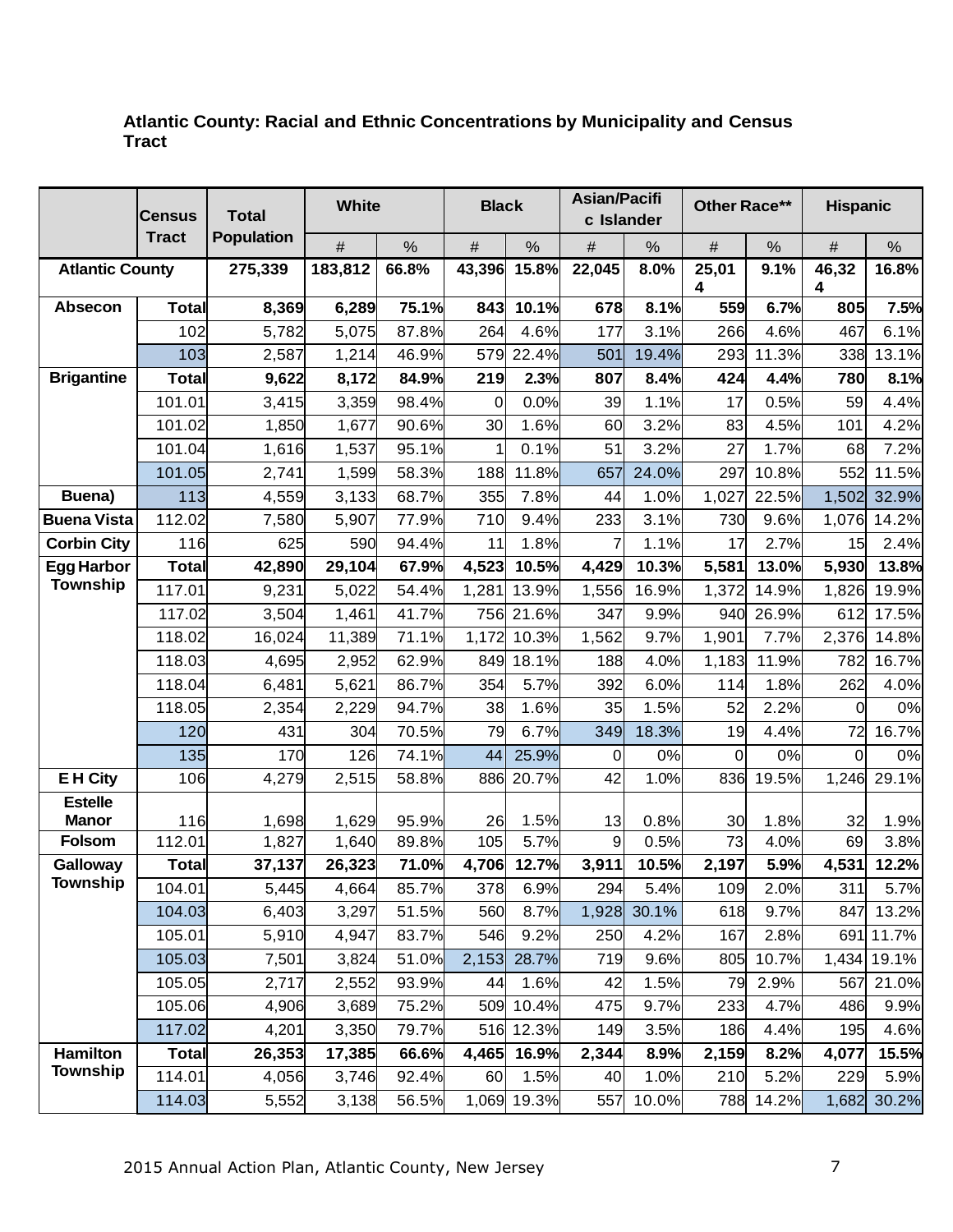**Atlantic County: Racial and Ethnic Concentrations by Municipality and Census Tract**

| | Census Tract | Total Population | White | | Black | | Asian/Pacific Islander | | Other Race** | | Hispanic | |
|---|---|---|---|---|---|---|---|---|---|---|---|---|
| | | | # | % | # | % | # | % | # | % | # | % |
| **Atlantic County** | | **275,339** | **183,812** | **66.8%** | **43,396** | **15.8%** | **22,045** | **8.0%** | **25,014** | **9.1%** | **46,324** | **16.8%** |
| **Absecon** | **Total** | **8,369** | **6,289** | **75.1%** | **843** | **10.1%** | **678** | **8.1%** | **559** | **6.7%** | **805** | **7.5%** |
| | 102 | 5,782 | 5,075 | 87.8% | 264 | 4.6% | 177 | 3.1% | 266 | 4.6% | 467 | 6.1% |
| | 103 | 2,587 | 1,214 | 46.9% | 579 | 22.4% | 501 | 19.4% | 293 | 11.3% | 338 | 13.1% |
| **Brigantine** | **Total** | **9,622** | **8,172** | **84.9%** | **219** | **2.3%** | **807** | **8.4%** | **424** | **4.4%** | **780** | **8.1%** |
| | 101.01 | 3,415 | 3,359 | 98.4% | 0 | 0.0% | 39 | 1.1% | 17 | 0.5% | 59 | 4.4% |
| | 101.02 | 1,850 | 1,677 | 90.6% | 30 | 1.6% | 60 | 3.2% | 83 | 4.5% | 101 | 4.2% |
| | 101.04 | 1,616 | 1,537 | 95.1% | 1 | 0.1% | 51 | 3.2% | 27 | 1.7% | 68 | 7.2% |
| | 101.05 | 2,741 | 1,599 | 58.3% | 188 | 11.8% | 657 | 24.0% | 297 | 10.8% | 552 | 11.5% |
| **Buena)** | 113 | 4,559 | 3,133 | 68.7% | 355 | 7.8% | 44 | 1.0% | 1,027 | 22.5% | 1,502 | 32.9% |
| **Buena Vista** | 112.02 | 7,580 | 5,907 | 77.9% | 710 | 9.4% | 233 | 3.1% | 730 | 9.6% | 1,076 | 14.2% |
| **Corbin City** | 116 | 625 | 590 | 94.4% | 11 | 1.8% | 7 | 1.1% | 17 | 2.7% | 15 | 2.4% |
| **Egg Harbor Township** | **Total** | **42,890** | **29,104** | **67.9%** | **4,523** | **10.5%** | **4,429** | **10.3%** | **5,581** | **13.0%** | **5,930** | **13.8%** |
| | 117.01 | 9,231 | 5,022 | 54.4% | 1,281 | 13.9% | 1,556 | 16.9% | 1,372 | 14.9% | 1,826 | 19.9% |
| | 117.02 | 3,504 | 1,461 | 41.7% | 756 | 21.6% | 347 | 9.9% | 940 | 26.9% | 612 | 17.5% |
| | 118.02 | 16,024 | 11,389 | 71.1% | 1,172 | 10.3% | 1,562 | 9.7% | 1,901 | 7.7% | 2,376 | 14.8% |
| | 118.03 | 4,695 | 2,952 | 62.9% | 849 | 18.1% | 188 | 4.0% | 1,183 | 11.9% | 782 | 16.7% |
| | 118.04 | 6,481 | 5,621 | 86.7% | 354 | 5.7% | 392 | 6.0% | 114 | 1.8% | 262 | 4.0% |
| | 118.05 | 2,354 | 2,229 | 94.7% | 38 | 1.6% | 35 | 1.5% | 52 | 2.2% | 0 | 0% |
| | 120 | 431 | 304 | 70.5% | 79 | 6.7% | 349 | 18.3% | 19 | 4.4% | 72 | 16.7% |
| | 135 | 170 | 126 | 74.1% | 44 | 25.9% | 0 | 0% | 0 | 0% | 0 | 0% |
| **E H City** | 106 | 4,279 | 2,515 | 58.8% | 886 | 20.7% | 42 | 1.0% | 836 | 19.5% | 1,246 | 29.1% |
| **Estelle Manor** | 116 | 1,698 | 1,629 | 95.9% | 26 | 1.5% | 13 | 0.8% | 30 | 1.8% | 32 | 1.9% |
| **Folsom** | 112.01 | 1,827 | 1,640 | 89.8% | 105 | 5.7% | 9 | 0.5% | 73 | 4.0% | 69 | 3.8% |
| **Galloway Township** | **Total** | **37,137** | **26,323** | **71.0%** | **4,706** | **12.7%** | **3,911** | **10.5%** | **2,197** | **5.9%** | **4,531** | **12.2%** |
| | 104.01 | 5,445 | 4,664 | 85.7% | 378 | 6.9% | 294 | 5.4% | 109 | 2.0% | 311 | 5.7% |
| | 104.03 | 6,403 | 3,297 | 51.5% | 560 | 8.7% | 1,928 | 30.1% | 618 | 9.7% | 847 | 13.2% |
| | 105.01 | 5,910 | 4,947 | 83.7% | 546 | 9.2% | 250 | 4.2% | 167 | 2.8% | 691 | 11.7% |
| | 105.03 | 7,501 | 3,824 | 51.0% | 2,153 | 28.7% | 719 | 9.6% | 805 | 10.7% | 1,434 | 19.1% |
| | 105.05 | 2,717 | 2,552 | 93.9% | 44 | 1.6% | 42 | 1.5% | 79 | 2.9% | 567 | 21.0% |
| | 105.06 | 4,906 | 3,689 | 75.2% | 509 | 10.4% | 475 | 9.7% | 233 | 4.7% | 486 | 9.9% |
| | 117.02 | 4,201 | 3,350 | 79.7% | 516 | 12.3% | 149 | 3.5% | 186 | 4.4% | 195 | 4.6% |
| **Hamilton Township** | **Total** | **26,353** | **17,385** | **66.6%** | **4,465** | **16.9%** | **2,344** | **8.9%** | **2,159** | **8.2%** | **4,077** | **15.5%** |
| | 114.01 | 4,056 | 3,746 | 92.4% | 60 | 1.5% | 40 | 1.0% | 210 | 5.2% | 229 | 5.9% |
| | 114.03 | 5,552 | 3,138 | 56.5% | 1,069 | 19.3% | 557 | 10.0% | 788 | 14.2% | 1,682 | 30.2% |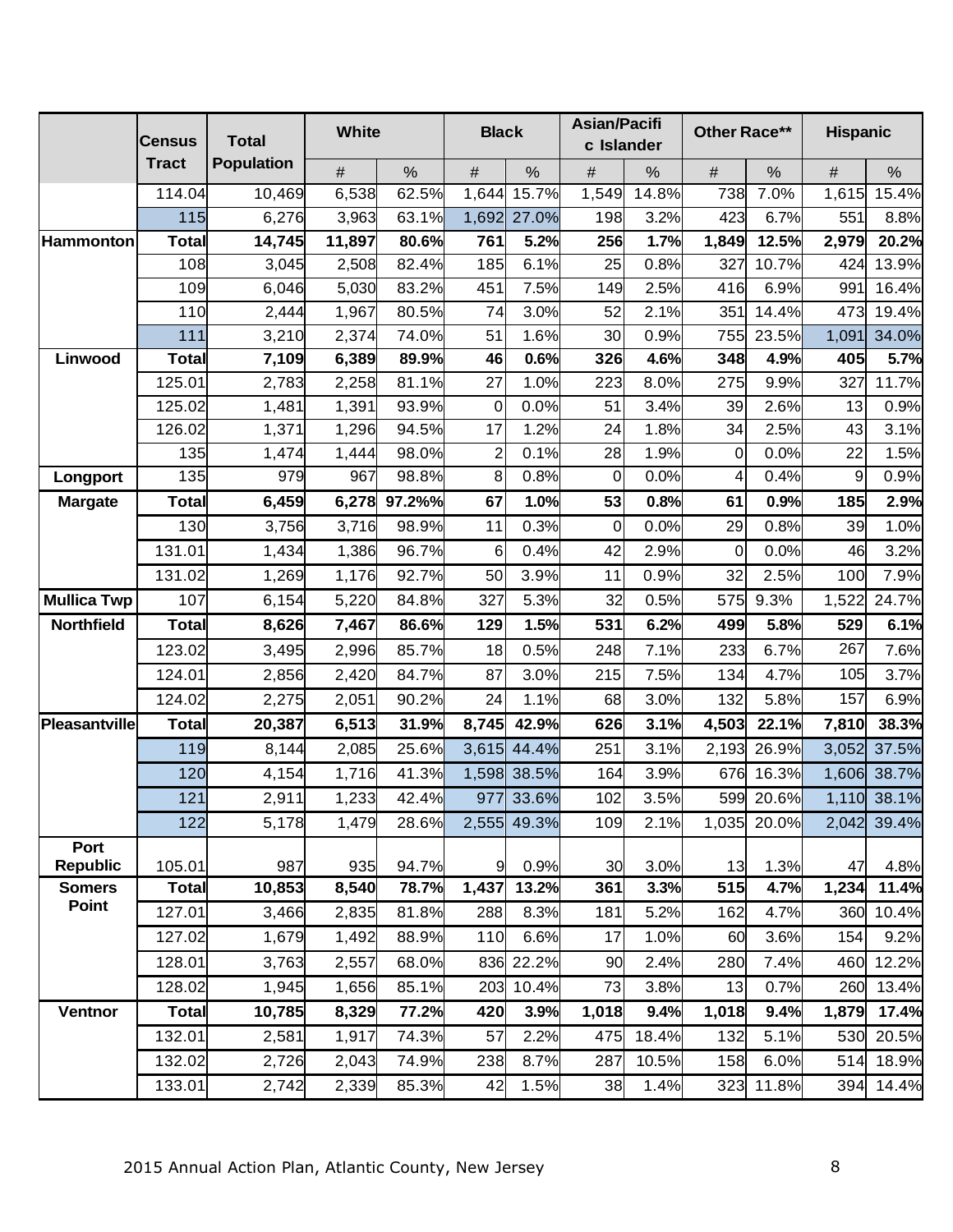| | Census Tract | Total Population | White | | Black | | Asian/Pacific Islander | | Other Race** | | Hispanic | |
|---|---|---|---|---|---|---|---|---|---|---|---|---|
| | | | # | % | # | % | # | % | # | % | # | % |
| | 114.04 | 10,469 | 6,538 | 62.5% | 1,644 | 15.7% | 1,549 | 14.8% | 738 | 7.0% | 1,615 | 15.4% |
| | 115 | 6,276 | 3,963 | 63.1% | 1,692 | 27.0% | 198 | 3.2% | 423 | 6.7% | 551 | 8.8% |
| **Hammonton** | **Total** | **14,745** | **11,897** | **80.6%** | **761** | **5.2%** | **256** | **1.7%** | **1,849** | **12.5%** | **2,979** | **20.2%** |
| | 108 | 3,045 | 2,508 | 82.4% | 185 | 6.1% | 25 | 0.8% | 327 | 10.7% | 424 | 13.9% |
| | 109 | 6,046 | 5,030 | 83.2% | 451 | 7.5% | 149 | 2.5% | 416 | 6.9% | 991 | 16.4% |
| | 110 | 2,444 | 1,967 | 80.5% | 74 | 3.0% | 52 | 2.1% | 351 | 14.4% | 473 | 19.4% |
| | 111 | 3,210 | 2,374 | 74.0% | 51 | 1.6% | 30 | 0.9% | 755 | 23.5% | 1,091 | 34.0% |
| **Linwood** | **Total** | **7,109** | **6,389** | **89.9%** | **46** | **0.6%** | **326** | **4.6%** | **348** | **4.9%** | **405** | **5.7%** |
| | 125.01 | 2,783 | 2,258 | 81.1% | 27 | 1.0% | 223 | 8.0% | 275 | 9.9% | 327 | 11.7% |
| | 125.02 | 1,481 | 1,391 | 93.9% | 0 | 0.0% | 51 | 3.4% | 39 | 2.6% | 13 | 0.9% |
| | 126.02 | 1,371 | 1,296 | 94.5% | 17 | 1.2% | 24 | 1.8% | 34 | 2.5% | 43 | 3.1% |
| | 135 | 1,474 | 1,444 | 98.0% | 2 | 0.1% | 28 | 1.9% | 0 | 0.0% | 22 | 1.5% |
| **Longport** | 135 | 979 | 967 | 98.8% | 8 | 0.8% | 0 | 0.0% | 4 | 0.4% | 9 | 0.9% |
| **Margate** | **Total** | **6,459** | **6,278** | **97.2%%** | **67** | **1.0%** | **53** | **0.8%** | **61** | **0.9%** | **185** | **2.9%** |
| | 130 | 3,756 | 3,716 | 98.9% | 11 | 0.3% | 0 | 0.0% | 29 | 0.8% | 39 | 1.0% |
| | 131.01 | 1,434 | 1,386 | 96.7% | 6 | 0.4% | 42 | 2.9% | 0 | 0.0% | 46 | 3.2% |
| | 131.02 | 1,269 | 1,176 | 92.7% | 50 | 3.9% | 11 | 0.9% | 32 | 2.5% | 100 | 7.9% |
| **Mullica Twp** | 107 | 6,154 | 5,220 | 84.8% | 327 | 5.3% | 32 | 0.5% | 575 | 9.3% | 1,522 | 24.7% |
| **Northfield** | **Total** | **8,626** | **7,467** | **86.6%** | **129** | **1.5%** | **531** | **6.2%** | **499** | **5.8%** | **529** | **6.1%** |
| | 123.02 | 3,495 | 2,996 | 85.7% | 18 | 0.5% | 248 | 7.1% | 233 | 6.7% | 267 | 7.6% |
| | 124.01 | 2,856 | 2,420 | 84.7% | 87 | 3.0% | 215 | 7.5% | 134 | 4.7% | 105 | 3.7% |
| | 124.02 | 2,275 | 2,051 | 90.2% | 24 | 1.1% | 68 | 3.0% | 132 | 5.8% | 157 | 6.9% |
| **Pleasantville** | **Total** | **20,387** | **6,513** | **31.9%** | **8,745** | **42.9%** | **626** | **3.1%** | **4,503** | **22.1%** | **7,810** | **38.3%** |
| | 119 | 8,144 | 2,085 | 25.6% | 3,615 | 44.4% | 251 | 3.1% | 2,193 | 26.9% | 3,052 | 37.5% |
| | 120 | 4,154 | 1,716 | 41.3% | 1,598 | 38.5% | 164 | 3.9% | 676 | 16.3% | 1,606 | 38.7% |
| | 121 | 2,911 | 1,233 | 42.4% | 977 | 33.6% | 102 | 3.5% | 599 | 20.6% | 1,110 | 38.1% |
| | 122 | 5,178 | 1,479 | 28.6% | 2,555 | 49.3% | 109 | 2.1% | 1,035 | 20.0% | 2,042 | 39.4% |
| **Port Republic** | 105.01 | 987 | 935 | 94.7% | 9 | 0.9% | 30 | 3.0% | 13 | 1.3% | 47 | 4.8% |
| **Somers Point** | **Total** | **10,853** | **8,540** | **78.7%** | **1,437** | **13.2%** | **361** | **3.3%** | **515** | **4.7%** | **1,234** | **11.4%** |
| | 127.01 | 3,466 | 2,835 | 81.8% | 288 | 8.3% | 181 | 5.2% | 162 | 4.7% | 360 | 10.4% |
| | 127.02 | 1,679 | 1,492 | 88.9% | 110 | 6.6% | 17 | 1.0% | 60 | 3.6% | 154 | 9.2% |
| | 128.01 | 3,763 | 2,557 | 68.0% | 836 | 22.2% | 90 | 2.4% | 280 | 7.4% | 460 | 12.2% |
| | 128.02 | 1,945 | 1,656 | 85.1% | 203 | 10.4% | 73 | 3.8% | 13 | 0.7% | 260 | 13.4% |
| **Ventnor** | **Total** | **10,785** | **8,329** | **77.2%** | **420** | **3.9%** | **1,018** | **9.4%** | **1,018** | **9.4%** | **1,879** | **17.4%** |
| | 132.01 | 2,581 | 1,917 | 74.3% | 57 | 2.2% | 475 | 18.4% | 132 | 5.1% | 530 | 20.5% |
| | 132.02 | 2,726 | 2,043 | 74.9% | 238 | 8.7% | 287 | 10.5% | 158 | 6.0% | 514 | 18.9% |
| | 133.01 | 2,742 | 2,339 | 85.3% | 42 | 1.5% | 38 | 1.4% | 323 | 11.8% | 394 | 14.4% |

2015 Annual Action Plan, Atlantic County, New Jersey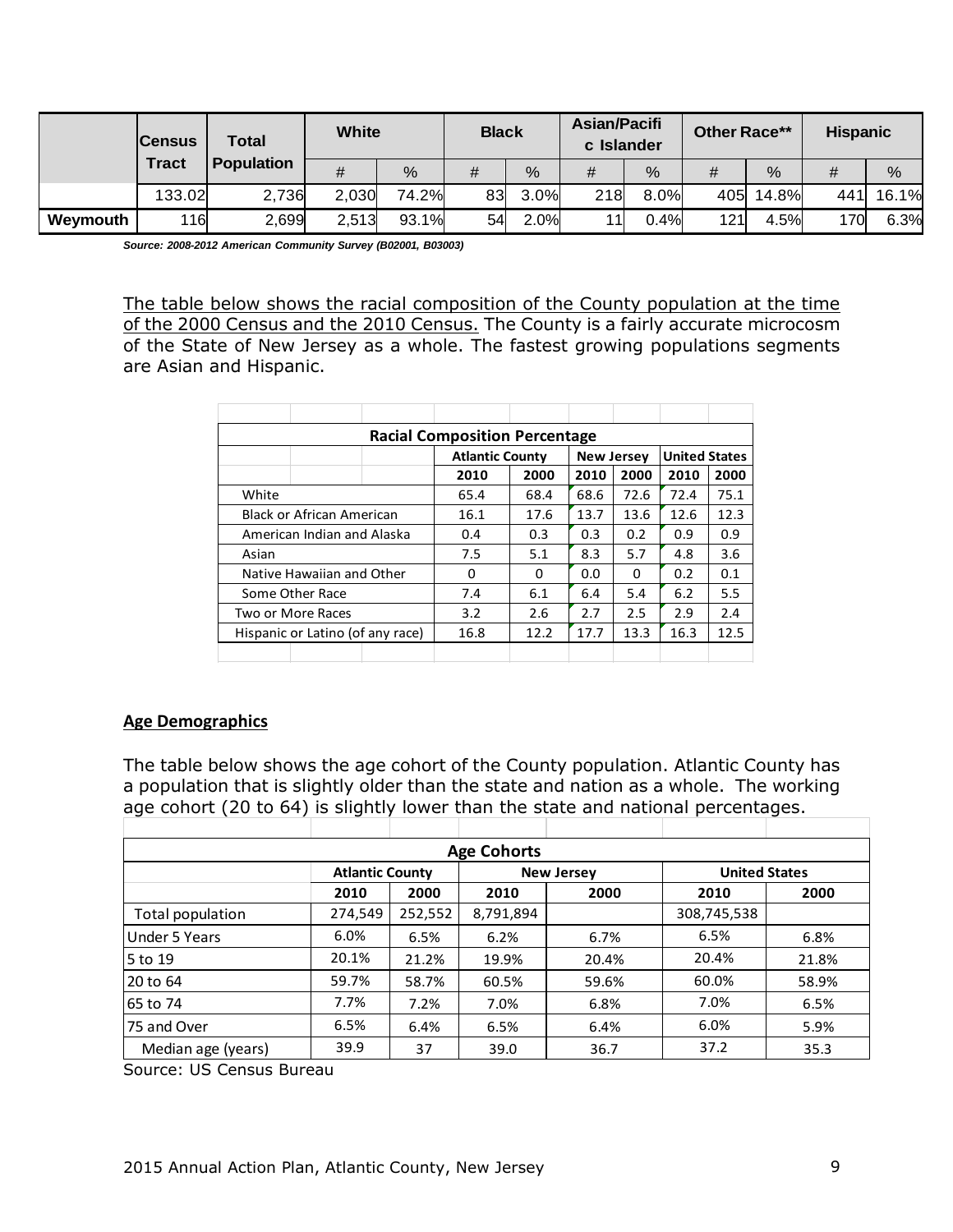| | Census Tract | Total Population | White | | Black | | Asian/Pacific Islander | | Other Race** | | Hispanic | |
|---|---|---|---|---|---|---|---|---|---|---|---|---|
| | | | # | % | # | % | # | % | # | % | # | % |
| | 133.02 | 2,736 | 2,030 | 74.2% | 83 | 3.0% | 218 | 8.0% | 405 | 14.8% | 441 | 16.1% |
| **Weymouth** | 116 | 2,699 | 2,513 | 93.1% | 54 | 2.0% | 11 | 0.4% | 121 | 4.5% | 170 | 6.3% |

***Source: 2008-2012 American Community Survey (B02001, B03003)***

<u>The table below shows the racial composition of the County population at the time of the 2000 Census and the 2010 Census.</u> The County is a fairly accurate microcosm of the State of New Jersey as a whole. The fastest growing populations segments are Asian and Hispanic.

| Racial Composition Percentage | | | | | | |
|---|---|---|---|---|---|---|
| | Atlantic County | | New Jersey | | United States | |
| | 2010 | 2000 | 2010 | 2000 | 2010 | 2000 |
| White | 65.4 | 68.4 | 68.6 | 72.6 | 72.4 | 75.1 |
| Black or African American | 16.1 | 17.6 | 13.7 | 13.6 | 12.6 | 12.3 |
| American Indian and Alaska | 0.4 | 0.3 | 0.3 | 0.2 | 0.9 | 0.9 |
| Asian | 7.5 | 5.1 | 8.3 | 5.7 | 4.8 | 3.6 |
| Native Hawaiian and Other | 0 | 0 | 0.0 | 0 | 0.2 | 0.1 |
| Some Other Race | 7.4 | 6.1 | 6.4 | 5.4 | 6.2 | 5.5 |
| Two or More Races | 3.2 | 2.6 | 2.7 | 2.5 | 2.9 | 2.4 |
| Hispanic or Latino (of any race) | 16.8 | 12.2 | 17.7 | 13.3 | 16.3 | 12.5 |

**<u>Age Demographics</u>**

The table below shows the age cohort of the County population. Atlantic County has a population that is slightly older than the state and nation as a whole. The working age cohort (20 to 64) is slightly lower than the state and national percentages.

| Age Cohorts | | | | | | |
|---|---|---|---|---|---|---|
| | Atlantic County | | New Jersey | | United States | |
| | 2010 | 2000 | 2010 | 2000 | 2010 | 2000 |
| Total population | 274,549 | 252,552 | 8,791,894 | | 308,745,538 | |
| Under 5 Years | 6.0% | 6.5% | 6.2% | 6.7% | 6.5% | 6.8% |
| 5 to 19 | 20.1% | 21.2% | 19.9% | 20.4% | 20.4% | 21.8% |
| 20 to 64 | 59.7% | 58.7% | 60.5% | 59.6% | 60.0% | 58.9% |
| 65 to 74 | 7.7% | 7.2% | 7.0% | 6.8% | 7.0% | 6.5% |
| 75 and Over | 6.5% | 6.4% | 6.5% | 6.4% | 6.0% | 5.9% |
| Median age (years) | 39.9 | 37 | 39.0 | 36.7 | 37.2 | 35.3 |

Source: US Census Bureau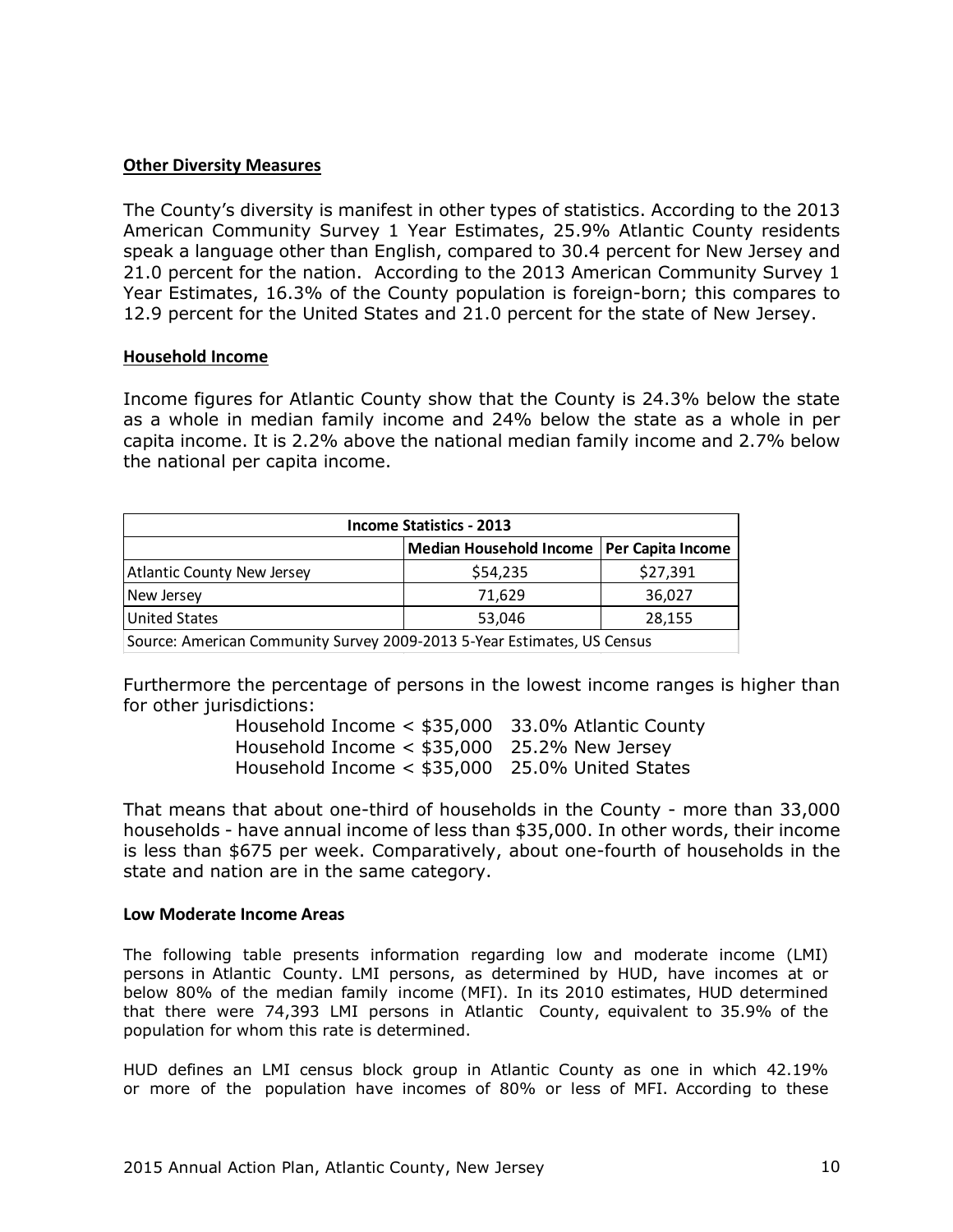**Other Diversity Measures**

The County's diversity is manifest in other types of statistics. According to the 2013 American Community Survey 1 Year Estimates, 25.9% Atlantic County residents speak a language other than English, compared to 30.4 percent for New Jersey and 21.0 percent for the nation. According to the 2013 American Community Survey 1 Year Estimates, 16.3% of the County population is foreign-born; this compares to 12.9 percent for the United States and 21.0 percent for the state of New Jersey.

**Household Income**

Income figures for Atlantic County show that the County is 24.3% below the state as a whole in median family income and 24% below the state as a whole in per capita income. It is 2.2% above the national median family income and 2.7% below the national per capita income.

| Income Statistics - 2013 | | |
|---|---|---|
| | Median Household Income | Per Capita Income |
| Atlantic County New Jersey | $54,235 | $27,391 |
| New Jersey | 71,629 | 36,027 |
| United States | 53,046 | 28,155 |
| Source: American Community Survey 2009-2013 5-Year Estimates, US Census | | |

Furthermore the percentage of persons in the lowest income ranges is higher than for other jurisdictions:

Household Income < $35,000 33.0% Atlantic County
Household Income < $35,000 25.2% New Jersey
Household Income < $35,000 25.0% United States

That means that about one-third of households in the County - more than 33,000 households - have annual income of less than $35,000. In other words, their income is less than $675 per week. Comparatively, about one-fourth of households in the state and nation are in the same category.

**Low Moderate Income Areas**

The following table presents information regarding low and moderate income (LMI) persons in Atlantic County. LMI persons, as determined by HUD, have incomes at or below 80% of the median family income (MFI). In its 2010 estimates, HUD determined that there were 74,393 LMI persons in Atlantic County, equivalent to 35.9% of the population for whom this rate is determined.

HUD defines an LMI census block group in Atlantic County as one in which 42.19% or more of the population have incomes of 80% or less of MFI. According to these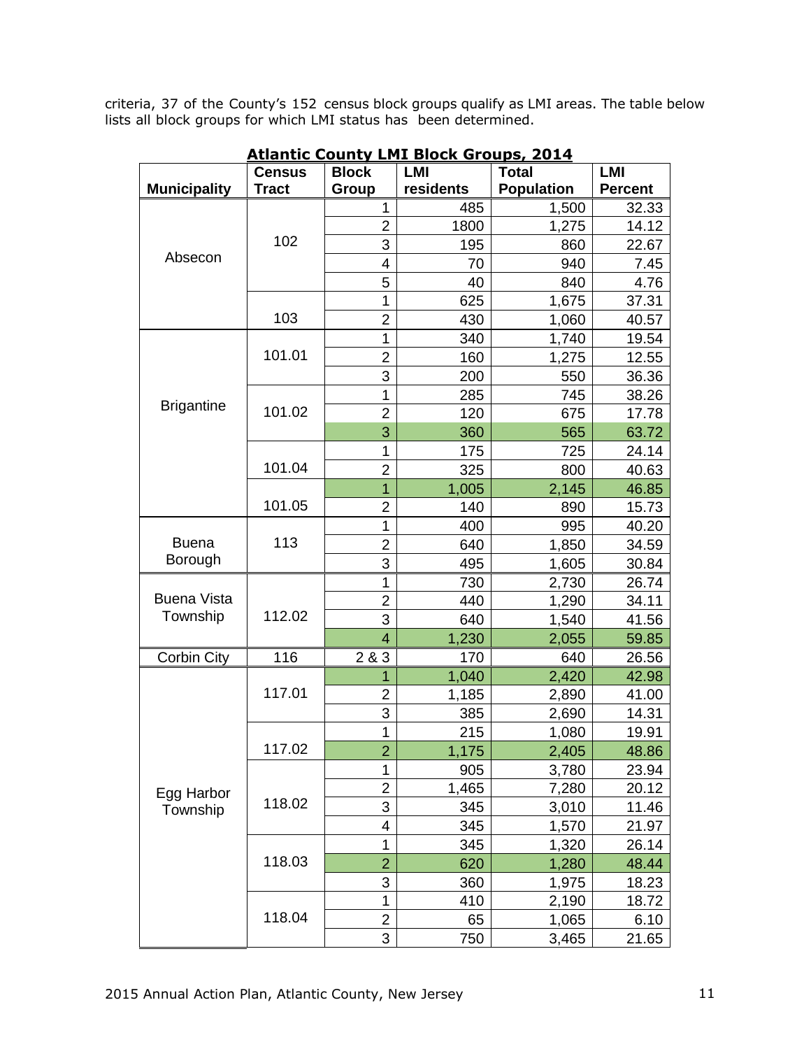criteria, 37 of the County's 152 census block groups qualify as LMI areas. The table below lists all block groups for which LMI status has been determined.

**Atlantic County LMI Block Groups, 2014**

| Municipality | Census Tract | Block Group | LMI residents | Total Population | LMI Percent |
|---|---|---|---|---|---|
| Absecon | 102 | 1 | 485 | 1,500 | 32.33 |
| | | 2 | 1800 | 1,275 | 14.12 |
| | | 3 | 195 | 860 | 22.67 |
| | | 4 | 70 | 940 | 7.45 |
| | | 5 | 40 | 840 | 4.76 |
| | 103 | 1 | 625 | 1,675 | 37.31 |
| | | 2 | 430 | 1,060 | 40.57 |
| Brigantine | 101.01 | 1 | 340 | 1,740 | 19.54 |
| | | 2 | 160 | 1,275 | 12.55 |
| | | 3 | 200 | 550 | 36.36 |
| | 101.02 | 1 | 285 | 745 | 38.26 |
| | | 2 | 120 | 675 | 17.78 |
| | | 3 | 360 | 565 | 63.72 |
| | 101.04 | 1 | 175 | 725 | 24.14 |
| | | 2 | 325 | 800 | 40.63 |
| | 101.05 | 1 | 1,005 | 2,145 | 46.85 |
| | | 2 | 140 | 890 | 15.73 |
| Buena Borough | 113 | 1 | 400 | 995 | 40.20 |
| | | 2 | 640 | 1,850 | 34.59 |
| | | 3 | 495 | 1,605 | 30.84 |
| Buena Vista Township | 112.02 | 1 | 730 | 2,730 | 26.74 |
| | | 2 | 440 | 1,290 | 34.11 |
| | | 3 | 640 | 1,540 | 41.56 |
| | | 4 | 1,230 | 2,055 | 59.85 |
| Corbin City | 116 | 2 & 3 | 170 | 640 | 26.56 |
| Egg Harbor Township | 117.01 | 1 | 1,040 | 2,420 | 42.98 |
| | | 2 | 1,185 | 2,890 | 41.00 |
| | | 3 | 385 | 2,690 | 14.31 |
| | 117.02 | 1 | 215 | 1,080 | 19.91 |
| | | 2 | 1,175 | 2,405 | 48.86 |
| | 118.02 | 1 | 905 | 3,780 | 23.94 |
| | | 2 | 1,465 | 7,280 | 20.12 |
| | | 3 | 345 | 3,010 | 11.46 |
| | | 4 | 345 | 1,570 | 21.97 |
| | 118.03 | 1 | 345 | 1,320 | 26.14 |
| | | 2 | 620 | 1,280 | 48.44 |
| | | 3 | 360 | 1,975 | 18.23 |
| | 118.04 | 1 | 410 | 2,190 | 18.72 |
| | | 2 | 65 | 1,065 | 6.10 |
| | | 3 | 750 | 3,465 | 21.65 |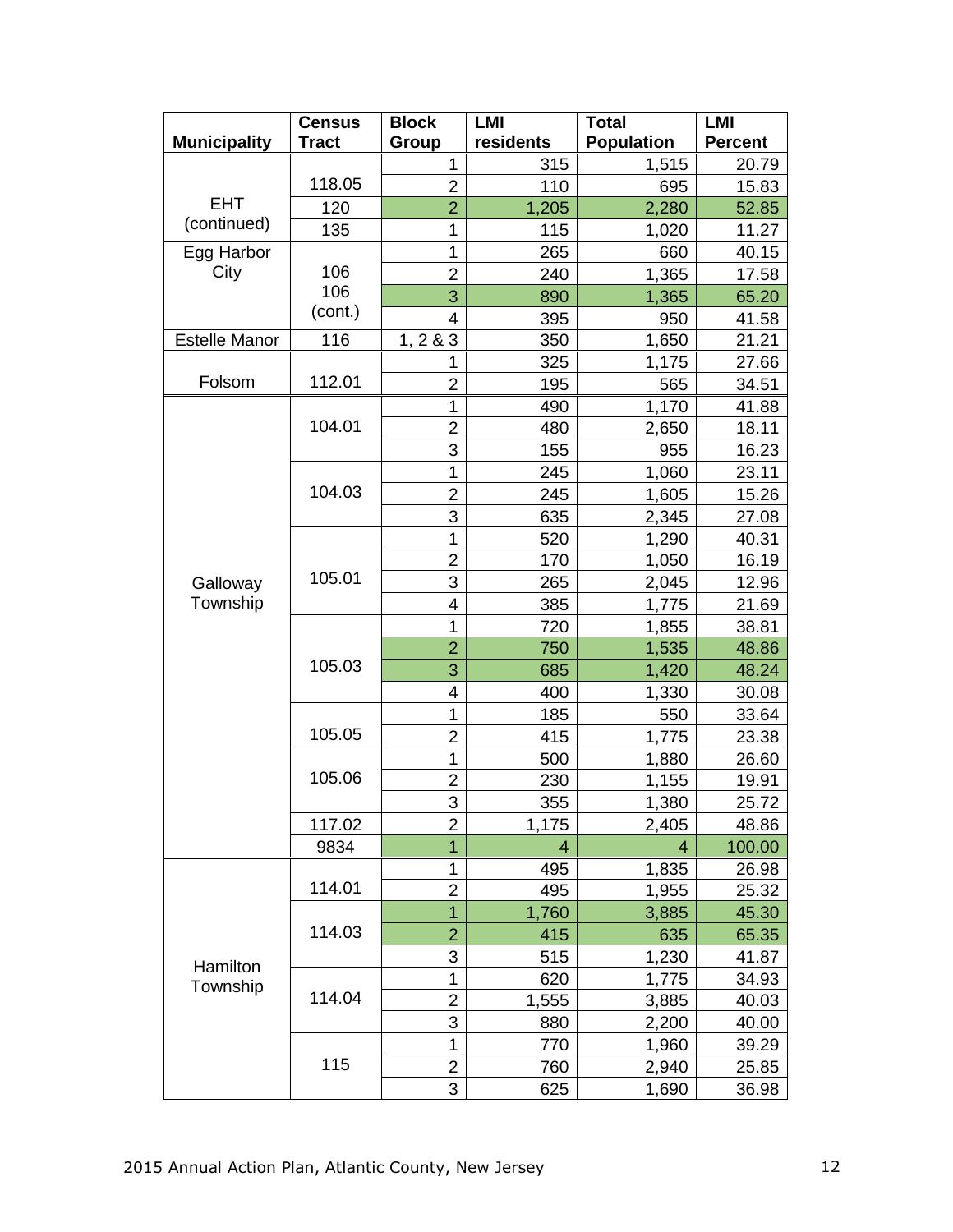| Municipality | Census Tract | Block Group | LMI residents | Total Population | LMI Percent |
|---|---|---|---|---|---|
| EHT (continued) | 118.05 | 1 | 315 | 1,515 | 20.79 |
| | | 2 | 110 | 695 | 15.83 |
| | 120 | 2 | 1,205 | 2,280 | 52.85 |
| | 135 | 1 | 115 | 1,020 | 11.27 |
| Egg Harbor City | 106 | 1 | 265 | 660 | 40.15 |
| | | 2 | 240 | 1,365 | 17.58 |
| | 106 (cont.) | 3 | 890 | 1,365 | 65.20 |
| | | 4 | 395 | 950 | 41.58 |
| Estelle Manor | 116 | 1, 2 & 3 | 350 | 1,650 | 21.21 |
| Folsom | 112.01 | 1 | 325 | 1,175 | 27.66 |
| | | 2 | 195 | 565 | 34.51 |
| Galloway Township | 104.01 | 1 | 490 | 1,170 | 41.88 |
| | | 2 | 480 | 2,650 | 18.11 |
| | | 3 | 155 | 955 | 16.23 |
| | 104.03 | 1 | 245 | 1,060 | 23.11 |
| | | 2 | 245 | 1,605 | 15.26 |
| | | 3 | 635 | 2,345 | 27.08 |
| | 105.01 | 1 | 520 | 1,290 | 40.31 |
| | | 2 | 170 | 1,050 | 16.19 |
| | | 3 | 265 | 2,045 | 12.96 |
| | | 4 | 385 | 1,775 | 21.69 |
| | 105.03 | 1 | 720 | 1,855 | 38.81 |
| | | 2 | 750 | 1,535 | 48.86 |
| | | 3 | 685 | 1,420 | 48.24 |
| | | 4 | 400 | 1,330 | 30.08 |
| | 105.05 | 1 | 185 | 550 | 33.64 |
| | | 2 | 415 | 1,775 | 23.38 |
| | 105.06 | 1 | 500 | 1,880 | 26.60 |
| | | 2 | 230 | 1,155 | 19.91 |
| | | 3 | 355 | 1,380 | 25.72 |
| | 117.02 | 2 | 1,175 | 2,405 | 48.86 |
| | 9834 | 1 | 4 | 4 | 100.00 |
| Hamilton Township | 114.01 | 1 | 495 | 1,835 | 26.98 |
| | | 2 | 495 | 1,955 | 25.32 |
| | 114.03 | 1 | 1,760 | 3,885 | 45.30 |
| | | 2 | 415 | 635 | 65.35 |
| | | 3 | 515 | 1,230 | 41.87 |
| | 114.04 | 1 | 620 | 1,775 | 34.93 |
| | | 2 | 1,555 | 3,885 | 40.03 |
| | | 3 | 880 | 2,200 | 40.00 |
| | 115 | 1 | 770 | 1,960 | 39.29 |
| | | 2 | 760 | 2,940 | 25.85 |
| | | 3 | 625 | 1,690 | 36.98 |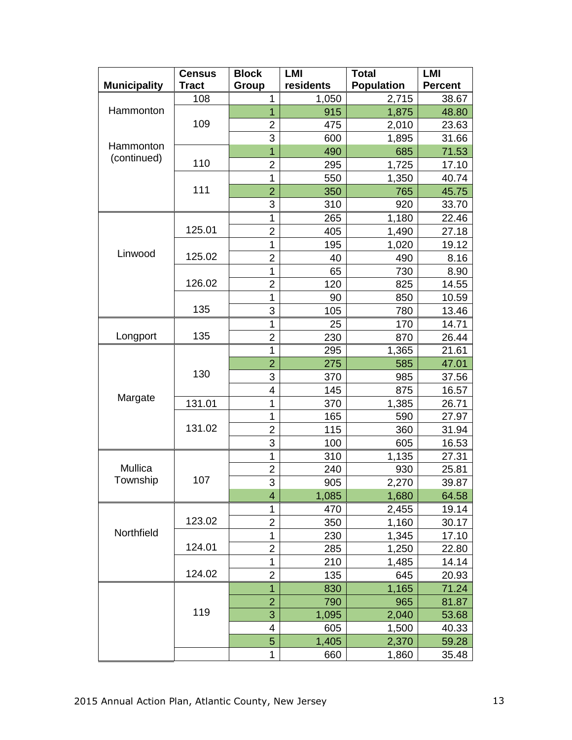| Municipality | Census Tract | Block Group | LMI residents | Total Population | LMI Percent |
|---|---|---|---|---|---|
| Hammonton | 108 | 1 | 1,050 | 2,715 | 38.67 |
| | 109 | 1 | 915 | 1,875 | 48.80 |
| | | 2 | 475 | 2,010 | 23.63 |
| | | 3 | 600 | 1,895 | 31.66 |
| Hammonton (continued) | 110 | 1 | 490 | 685 | 71.53 |
| | | 2 | 295 | 1,725 | 17.10 |
| | 111 | 1 | 550 | 1,350 | 40.74 |
| | | 2 | 350 | 765 | 45.75 |
| | | 3 | 310 | 920 | 33.70 |
| Linwood | 125.01 | 1 | 265 | 1,180 | 22.46 |
| | | 2 | 405 | 1,490 | 27.18 |
| | 125.02 | 1 | 195 | 1,020 | 19.12 |
| | | 2 | 40 | 490 | 8.16 |
| | 126.02 | 1 | 65 | 730 | 8.90 |
| | | 2 | 120 | 825 | 14.55 |
| | 135 | 1 | 90 | 850 | 10.59 |
| | | 3 | 105 | 780 | 13.46 |
| Longport | 135 | 1 | 25 | 170 | 14.71 |
| | | 2 | 230 | 870 | 26.44 |
| Margate | 130 | 1 | 295 | 1,365 | 21.61 |
| | | 2 | 275 | 585 | 47.01 |
| | | 3 | 370 | 985 | 37.56 |
| | | 4 | 145 | 875 | 16.57 |
| | 131.01 | 1 | 370 | 1,385 | 26.71 |
| | 131.02 | 1 | 165 | 590 | 27.97 |
| | | 2 | 115 | 360 | 31.94 |
| | | 3 | 100 | 605 | 16.53 |
| Mullica Township | 107 | 1 | 310 | 1,135 | 27.31 |
| | | 2 | 240 | 930 | 25.81 |
| | | 3 | 905 | 2,270 | 39.87 |
| | | 4 | 1,085 | 1,680 | 64.58 |
| Northfield | 123.02 | 1 | 470 | 2,455 | 19.14 |
| | | 2 | 350 | 1,160 | 30.17 |
| | 124.01 | 1 | 230 | 1,345 | 17.10 |
| | | 2 | 285 | 1,250 | 22.80 |
| | 124.02 | 1 | 210 | 1,485 | 14.14 |
| | | 2 | 135 | 645 | 20.93 |
| | 119 | 1 | 830 | 1,165 | 71.24 |
| | | 2 | 790 | 965 | 81.87 |
| | | 3 | 1,095 | 2,040 | 53.68 |
| | | 4 | 605 | 1,500 | 40.33 |
| | | 5 | 1,405 | 2,370 | 59.28 |
| | | 1 | 660 | 1,860 | 35.48 |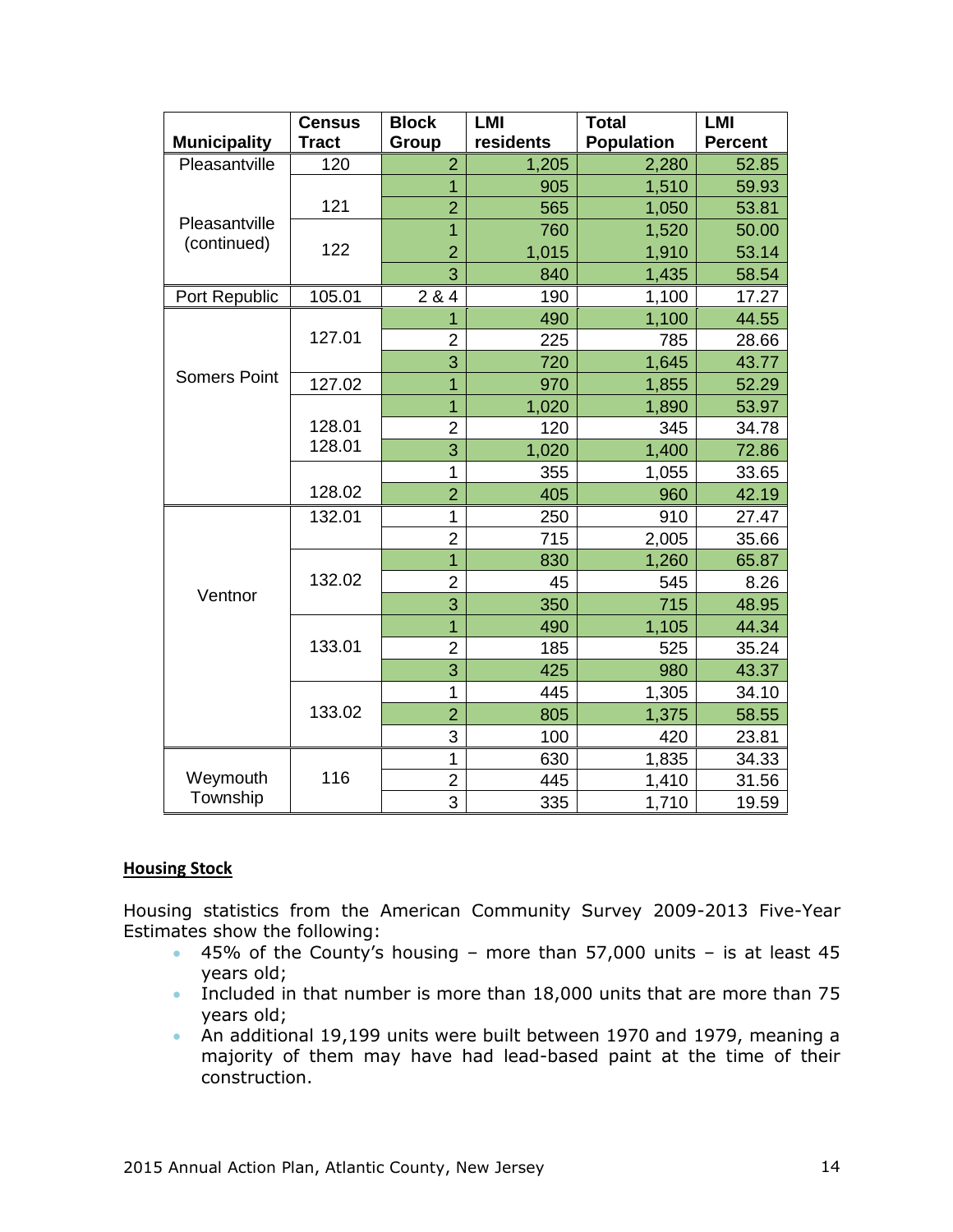| Municipality | Census Tract | Block Group | LMI residents | Total Population | LMI Percent |
|---|---|---|---|---|---|
| Pleasantville | 120 | 2 | 1,205 | 2,280 | 52.85 |
| Pleasantville (continued) | 121 | 1 | 905 | 1,510 | 59.93 |
| | | 2 | 565 | 1,050 | 53.81 |
| | 122 | 1 | 760 | 1,520 | 50.00 |
| | | 2 | 1,015 | 1,910 | 53.14 |
| | | 3 | 840 | 1,435 | 58.54 |
| Port Republic | 105.01 | 2 & 4 | 190 | 1,100 | 17.27 |
| Somers Point | 127.01 | 1 | 490 | 1,100 | 44.55 |
| | | 2 | 225 | 785 | 28.66 |
| | | 3 | 720 | 1,645 | 43.77 |
| | 127.02 | 1 | 970 | 1,855 | 52.29 |
| | 128.01 | 1 | 1,020 | 1,890 | 53.97 |
| | 128.01 | 2 | 120 | 345 | 34.78 |
| | | 3 | 1,020 | 1,400 | 72.86 |
| | 128.02 | 1 | 355 | 1,055 | 33.65 |
| | | 2 | 405 | 960 | 42.19 |
| Ventnor | 132.01 | 1 | 250 | 910 | 27.47 |
| | | 2 | 715 | 2,005 | 35.66 |
| | 132.02 | 1 | 830 | 1,260 | 65.87 |
| | | 2 | 45 | 545 | 8.26 |
| | | 3 | 350 | 715 | 48.95 |
| | 133.01 | 1 | 490 | 1,105 | 44.34 |
| | | 2 | 185 | 525 | 35.24 |
| | | 3 | 425 | 980 | 43.37 |
| | 133.02 | 1 | 445 | 1,305 | 34.10 |
| | | 2 | 805 | 1,375 | 58.55 |
| | | 3 | 100 | 420 | 23.81 |
| Weymouth Township | 116 | 1 | 630 | 1,835 | 34.33 |
| | | 2 | 445 | 1,410 | 31.56 |
| | | 3 | 335 | 1,710 | 19.59 |

**Housing Stock**

Housing statistics from the American Community Survey 2009-2013 Five-Year Estimates show the following:

- 45% of the County's housing – more than 57,000 units – is at least 45 years old;
- Included in that number is more than 18,000 units that are more than 75 years old;
- An additional 19,199 units were built between 1970 and 1979, meaning a majority of them may have had lead-based paint at the time of their construction.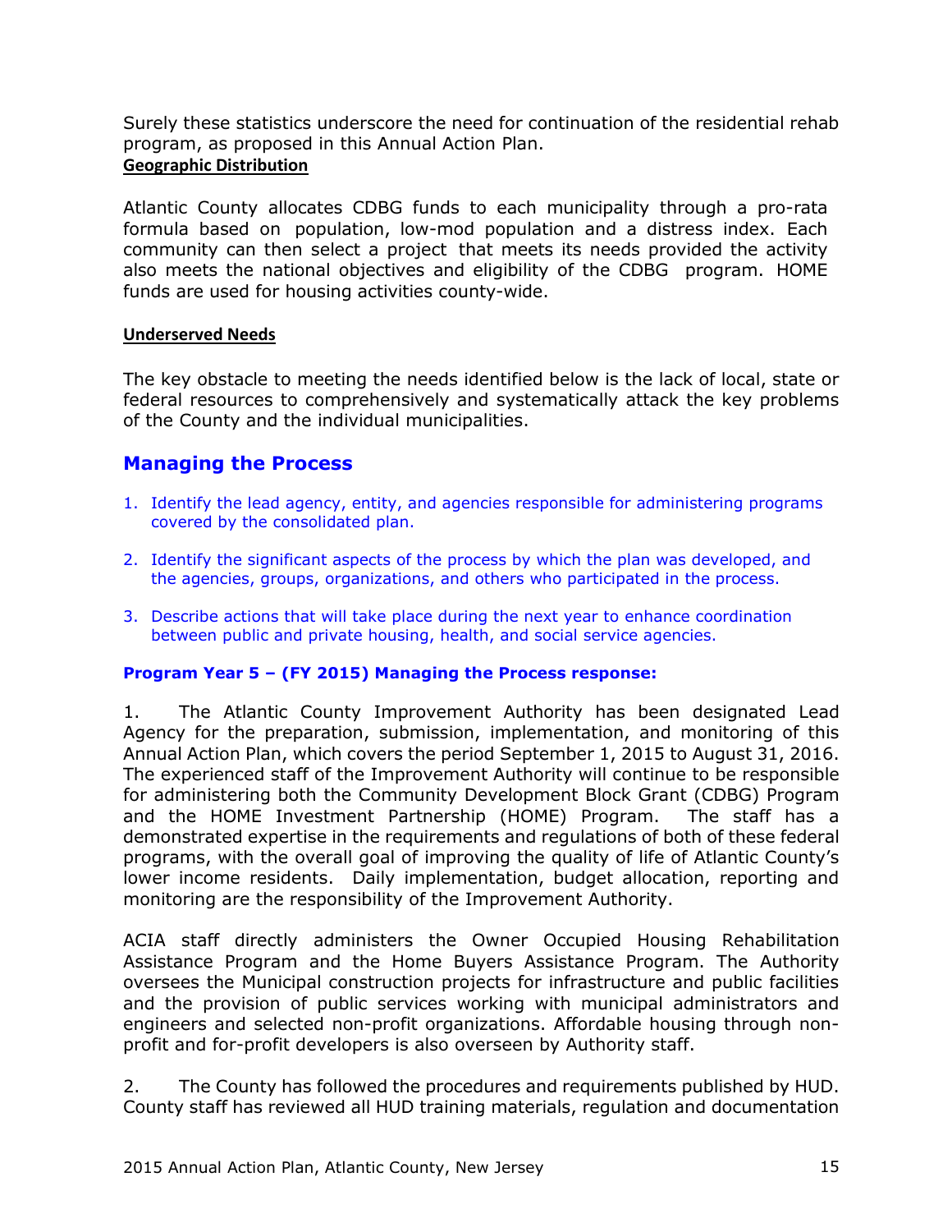Surely these statistics underscore the need for continuation of the residential rehab program, as proposed in this Annual Action Plan.

**Geographic Distribution**

Atlantic County allocates CDBG funds to each municipality through a pro-rata formula based on population, low-mod population and a distress index. Each community can then select a project that meets its needs provided the activity also meets the national objectives and eligibility of the CDBG program. HOME funds are used for housing activities county-wide.

**Underserved Needs**

The key obstacle to meeting the needs identified below is the lack of local, state or federal resources to comprehensively and systematically attack the key problems of the County and the individual municipalities.

## Managing the Process

1. Identify the lead agency, entity, and agencies responsible for administering programs covered by the consolidated plan.
2. Identify the significant aspects of the process by which the plan was developed, and the agencies, groups, organizations, and others who participated in the process.
3. Describe actions that will take place during the next year to enhance coordination between public and private housing, health, and social service agencies.

**Program Year 5 – (FY 2015) Managing the Process response:**

1. The Atlantic County Improvement Authority has been designated Lead Agency for the preparation, submission, implementation, and monitoring of this Annual Action Plan, which covers the period September 1, 2015 to August 31, 2016. The experienced staff of the Improvement Authority will continue to be responsible for administering both the Community Development Block Grant (CDBG) Program and the HOME Investment Partnership (HOME) Program. The staff has a demonstrated expertise in the requirements and regulations of both of these federal programs, with the overall goal of improving the quality of life of Atlantic County's lower income residents. Daily implementation, budget allocation, reporting and monitoring are the responsibility of the Improvement Authority.

ACIA staff directly administers the Owner Occupied Housing Rehabilitation Assistance Program and the Home Buyers Assistance Program. The Authority oversees the Municipal construction projects for infrastructure and public facilities and the provision of public services working with municipal administrators and engineers and selected non-profit organizations. Affordable housing through non-profit and for-profit developers is also overseen by Authority staff.

2. The County has followed the procedures and requirements published by HUD. County staff has reviewed all HUD training materials, regulation and documentation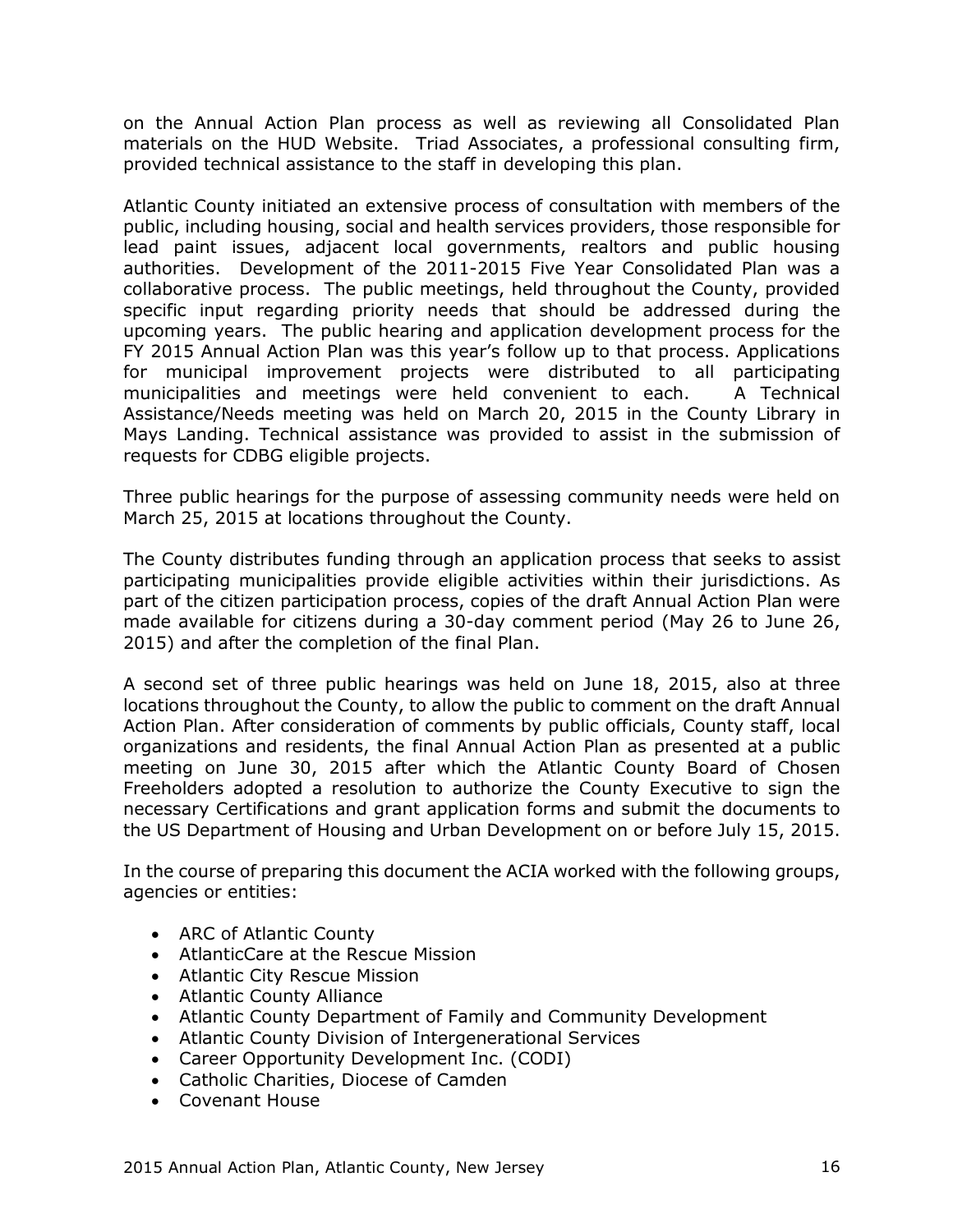on the Annual Action Plan process as well as reviewing all Consolidated Plan materials on the HUD Website. Triad Associates, a professional consulting firm, provided technical assistance to the staff in developing this plan.

Atlantic County initiated an extensive process of consultation with members of the public, including housing, social and health services providers, those responsible for lead paint issues, adjacent local governments, realtors and public housing authorities. Development of the 2011-2015 Five Year Consolidated Plan was a collaborative process. The public meetings, held throughout the County, provided specific input regarding priority needs that should be addressed during the upcoming years. The public hearing and application development process for the FY 2015 Annual Action Plan was this year's follow up to that process. Applications for municipal improvement projects were distributed to all participating municipalities and meetings were held convenient to each. A Technical Assistance/Needs meeting was held on March 20, 2015 in the County Library in Mays Landing. Technical assistance was provided to assist in the submission of requests for CDBG eligible projects.

Three public hearings for the purpose of assessing community needs were held on March 25, 2015 at locations throughout the County.

The County distributes funding through an application process that seeks to assist participating municipalities provide eligible activities within their jurisdictions. As part of the citizen participation process, copies of the draft Annual Action Plan were made available for citizens during a 30-day comment period (May 26 to June 26, 2015) and after the completion of the final Plan.

A second set of three public hearings was held on June 18, 2015, also at three locations throughout the County, to allow the public to comment on the draft Annual Action Plan. After consideration of comments by public officials, County staff, local organizations and residents, the final Annual Action Plan as presented at a public meeting on June 30, 2015 after which the Atlantic County Board of Chosen Freeholders adopted a resolution to authorize the County Executive to sign the necessary Certifications and grant application forms and submit the documents to the US Department of Housing and Urban Development on or before July 15, 2015.

In the course of preparing this document the ACIA worked with the following groups, agencies or entities:

- ARC of Atlantic County
- AtlanticCare at the Rescue Mission
- Atlantic City Rescue Mission
- Atlantic County Alliance
- Atlantic County Department of Family and Community Development
- Atlantic County Division of Intergenerational Services
- Career Opportunity Development Inc. (CODI)
- Catholic Charities, Diocese of Camden
- Covenant House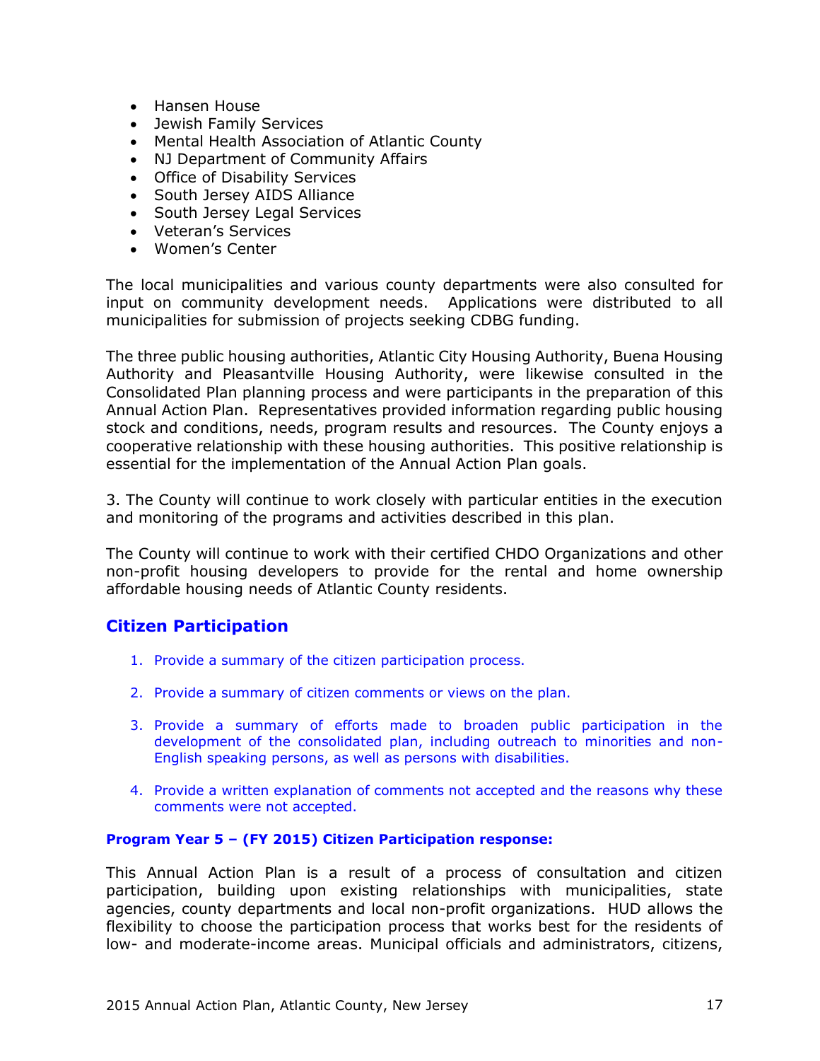- Hansen House
- Jewish Family Services
- Mental Health Association of Atlantic County
- NJ Department of Community Affairs
- Office of Disability Services
- South Jersey AIDS Alliance
- South Jersey Legal Services
- Veteran's Services
- Women's Center

The local municipalities and various county departments were also consulted for input on community development needs. Applications were distributed to all municipalities for submission of projects seeking CDBG funding.

The three public housing authorities, Atlantic City Housing Authority, Buena Housing Authority and Pleasantville Housing Authority, were likewise consulted in the Consolidated Plan planning process and were participants in the preparation of this Annual Action Plan. Representatives provided information regarding public housing stock and conditions, needs, program results and resources. The County enjoys a cooperative relationship with these housing authorities. This positive relationship is essential for the implementation of the Annual Action Plan goals.

3. The County will continue to work closely with particular entities in the execution and monitoring of the programs and activities described in this plan.

The County will continue to work with their certified CHDO Organizations and other non-profit housing developers to provide for the rental and home ownership affordable housing needs of Atlantic County residents.

## Citizen Participation

1. Provide a summary of the citizen participation process.
2. Provide a summary of citizen comments or views on the plan.
3. Provide a summary of efforts made to broaden public participation in the development of the consolidated plan, including outreach to minorities and non-English speaking persons, as well as persons with disabilities.
4. Provide a written explanation of comments not accepted and the reasons why these comments were not accepted.

**Program Year 5 – (FY 2015) Citizen Participation response:**

This Annual Action Plan is a result of a process of consultation and citizen participation, building upon existing relationships with municipalities, state agencies, county departments and local non-profit organizations. HUD allows the flexibility to choose the participation process that works best for the residents of low- and moderate-income areas. Municipal officials and administrators, citizens,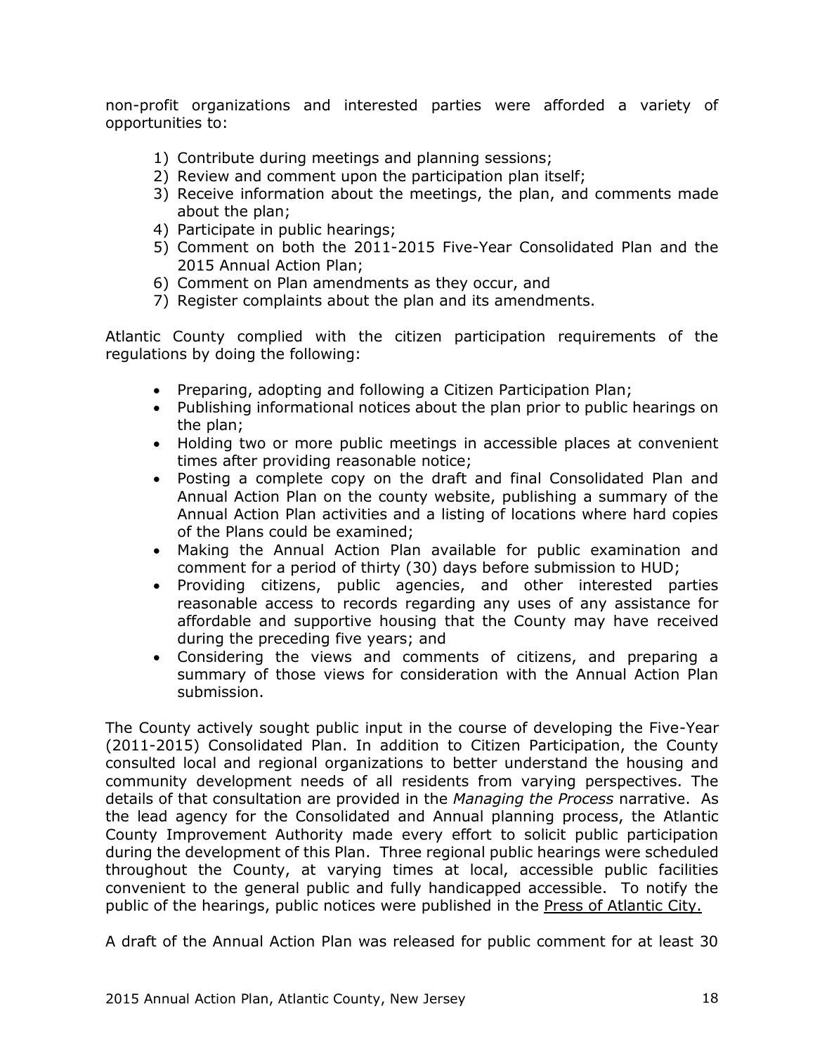non-profit organizations and interested parties were afforded a variety of opportunities to:

1) Contribute during meetings and planning sessions;
2) Review and comment upon the participation plan itself;
3) Receive information about the meetings, the plan, and comments made about the plan;
4) Participate in public hearings;
5) Comment on both the 2011-2015 Five-Year Consolidated Plan and the 2015 Annual Action Plan;
6) Comment on Plan amendments as they occur, and
7) Register complaints about the plan and its amendments.

Atlantic County complied with the citizen participation requirements of the regulations by doing the following:

- Preparing, adopting and following a Citizen Participation Plan;
- Publishing informational notices about the plan prior to public hearings on the plan;
- Holding two or more public meetings in accessible places at convenient times after providing reasonable notice;
- Posting a complete copy on the draft and final Consolidated Plan and Annual Action Plan on the county website, publishing a summary of the Annual Action Plan activities and a listing of locations where hard copies of the Plans could be examined;
- Making the Annual Action Plan available for public examination and comment for a period of thirty (30) days before submission to HUD;
- Providing citizens, public agencies, and other interested parties reasonable access to records regarding any uses of any assistance for affordable and supportive housing that the County may have received during the preceding five years; and
- Considering the views and comments of citizens, and preparing a summary of those views for consideration with the Annual Action Plan submission.

The County actively sought public input in the course of developing the Five-Year (2011-2015) Consolidated Plan. In addition to Citizen Participation, the County consulted local and regional organizations to better understand the housing and community development needs of all residents from varying perspectives. The details of that consultation are provided in the *Managing the Process* narrative. As the lead agency for the Consolidated and Annual planning process, the Atlantic County Improvement Authority made every effort to solicit public participation during the development of this Plan. Three regional public hearings were scheduled throughout the County, at varying times at local, accessible public facilities convenient to the general public and fully handicapped accessible. To notify the public of the hearings, public notices were published in the <u>Press of Atlantic City.</u>

A draft of the Annual Action Plan was released for public comment for at least 30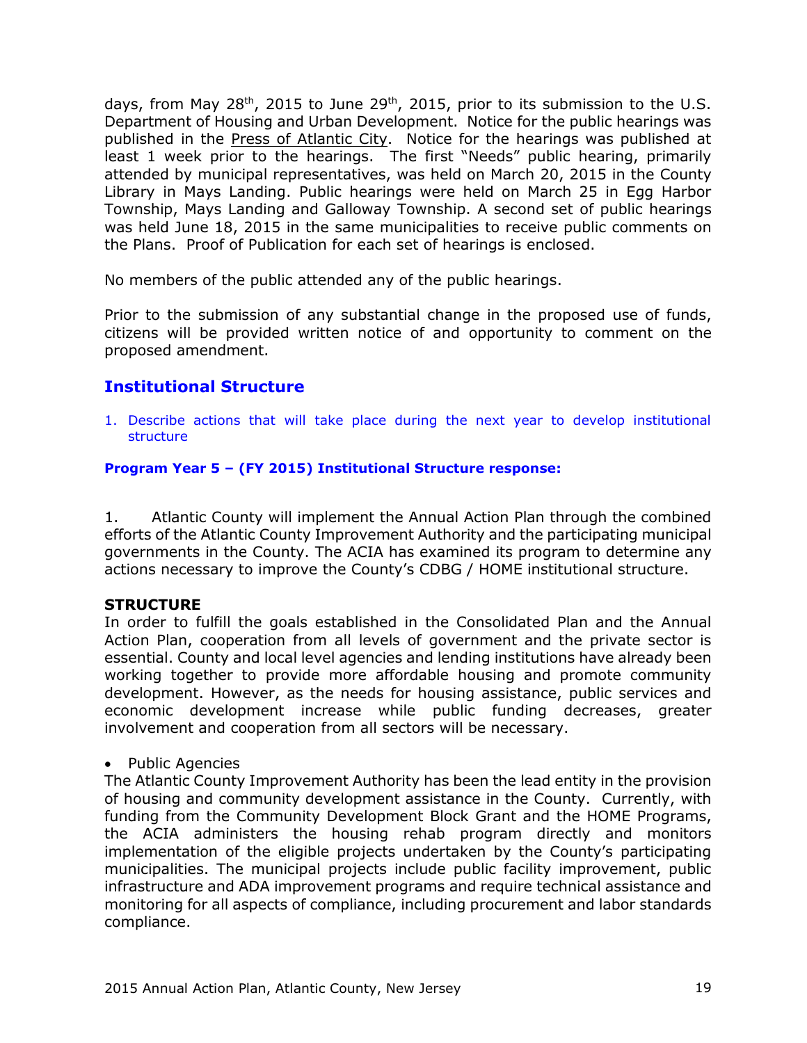days, from May 28th, 2015 to June 29th, 2015, prior to its submission to the U.S. Department of Housing and Urban Development. Notice for the public hearings was published in the Press of Atlantic City. Notice for the hearings was published at least 1 week prior to the hearings. The first "Needs" public hearing, primarily attended by municipal representatives, was held on March 20, 2015 in the County Library in Mays Landing. Public hearings were held on March 25 in Egg Harbor Township, Mays Landing and Galloway Township. A second set of public hearings was held June 18, 2015 in the same municipalities to receive public comments on the Plans. Proof of Publication for each set of hearings is enclosed.

No members of the public attended any of the public hearings.

Prior to the submission of any substantial change in the proposed use of funds, citizens will be provided written notice of and opportunity to comment on the proposed amendment.

## Institutional Structure

1. Describe actions that will take place during the next year to develop institutional structure

**Program Year 5 – (FY 2015) Institutional Structure response:**

1. Atlantic County will implement the Annual Action Plan through the combined efforts of the Atlantic County Improvement Authority and the participating municipal governments in the County. The ACIA has examined its program to determine any actions necessary to improve the County's CDBG / HOME institutional structure.

**STRUCTURE**

In order to fulfill the goals established in the Consolidated Plan and the Annual Action Plan, cooperation from all levels of government and the private sector is essential. County and local level agencies and lending institutions have already been working together to provide more affordable housing and promote community development. However, as the needs for housing assistance, public services and economic development increase while public funding decreases, greater involvement and cooperation from all sectors will be necessary.

- Public Agencies

The Atlantic County Improvement Authority has been the lead entity in the provision of housing and community development assistance in the County. Currently, with funding from the Community Development Block Grant and the HOME Programs, the ACIA administers the housing rehab program directly and monitors implementation of the eligible projects undertaken by the County's participating municipalities. The municipal projects include public facility improvement, public infrastructure and ADA improvement programs and require technical assistance and monitoring for all aspects of compliance, including procurement and labor standards compliance.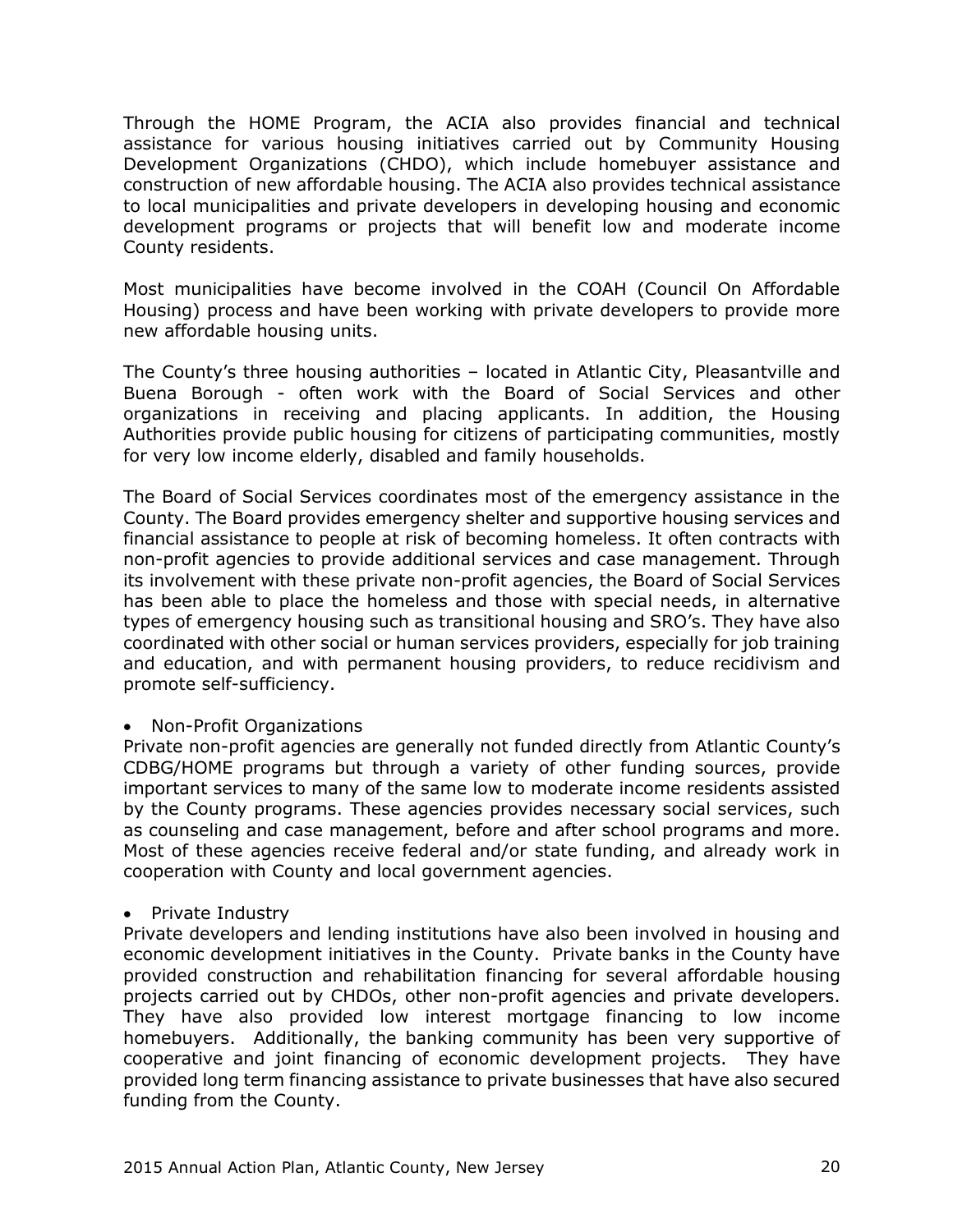Through the HOME Program, the ACIA also provides financial and technical assistance for various housing initiatives carried out by Community Housing Development Organizations (CHDO), which include homebuyer assistance and construction of new affordable housing. The ACIA also provides technical assistance to local municipalities and private developers in developing housing and economic development programs or projects that will benefit low and moderate income County residents.

Most municipalities have become involved in the COAH (Council On Affordable Housing) process and have been working with private developers to provide more new affordable housing units.

The County's three housing authorities – located in Atlantic City, Pleasantville and Buena Borough - often work with the Board of Social Services and other organizations in receiving and placing applicants. In addition, the Housing Authorities provide public housing for citizens of participating communities, mostly for very low income elderly, disabled and family households.

The Board of Social Services coordinates most of the emergency assistance in the County. The Board provides emergency shelter and supportive housing services and financial assistance to people at risk of becoming homeless. It often contracts with non-profit agencies to provide additional services and case management. Through its involvement with these private non-profit agencies, the Board of Social Services has been able to place the homeless and those with special needs, in alternative types of emergency housing such as transitional housing and SRO's. They have also coordinated with other social or human services providers, especially for job training and education, and with permanent housing providers, to reduce recidivism and promote self-sufficiency.

- Non-Profit Organizations

Private non-profit agencies are generally not funded directly from Atlantic County's CDBG/HOME programs but through a variety of other funding sources, provide important services to many of the same low to moderate income residents assisted by the County programs. These agencies provides necessary social services, such as counseling and case management, before and after school programs and more. Most of these agencies receive federal and/or state funding, and already work in cooperation with County and local government agencies.

- Private Industry

Private developers and lending institutions have also been involved in housing and economic development initiatives in the County. Private banks in the County have provided construction and rehabilitation financing for several affordable housing projects carried out by CHDOs, other non-profit agencies and private developers. They have also provided low interest mortgage financing to low income homebuyers. Additionally, the banking community has been very supportive of cooperative and joint financing of economic development projects. They have provided long term financing assistance to private businesses that have also secured funding from the County.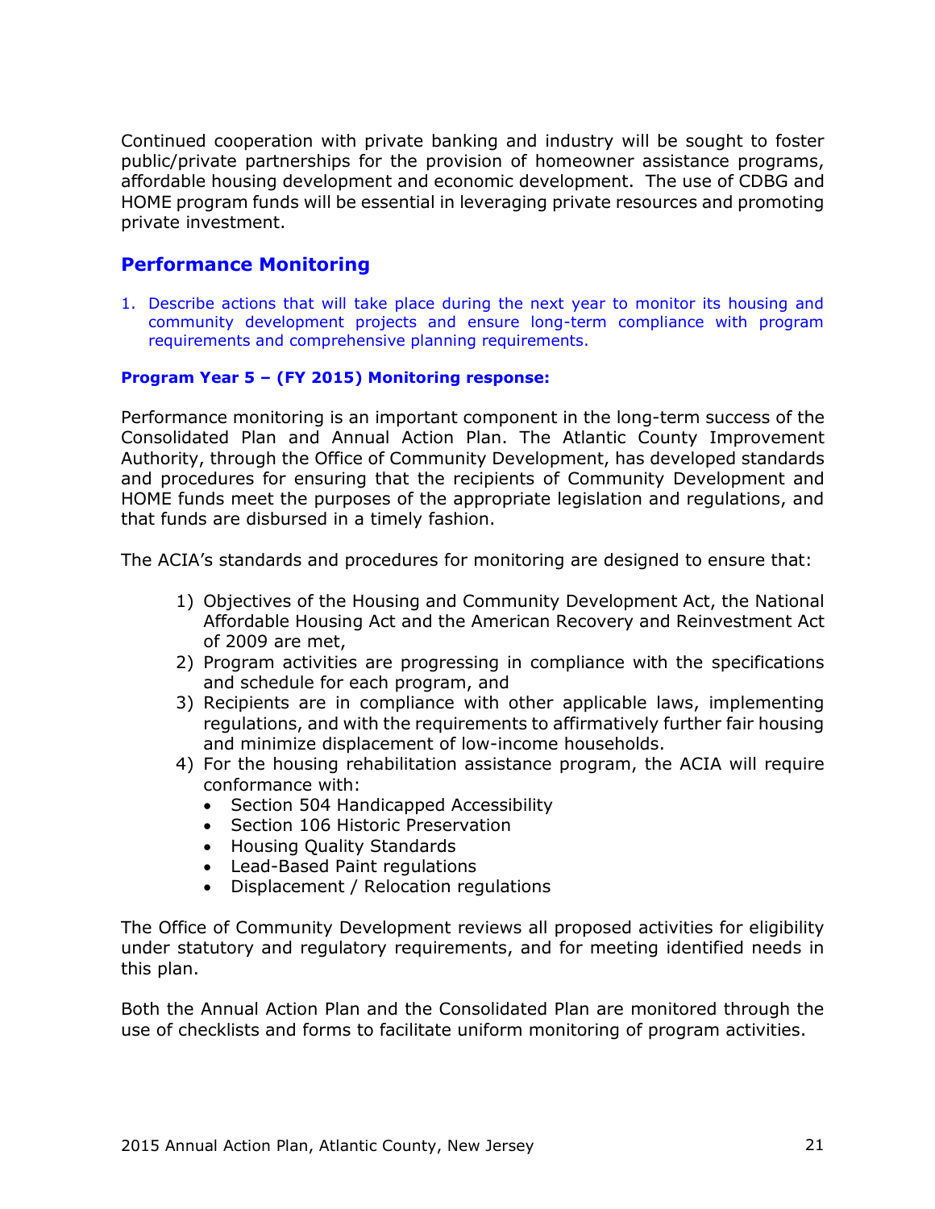Continued cooperation with private banking and industry will be sought to foster public/private partnerships for the provision of homeowner assistance programs, affordable housing development and economic development. The use of CDBG and HOME program funds will be essential in leveraging private resources and promoting private investment.

## Performance Monitoring

1. Describe actions that will take place during the next year to monitor its housing and community development projects and ensure long-term compliance with program requirements and comprehensive planning requirements.

**Program Year 5 – (FY 2015) Monitoring response:**

Performance monitoring is an important component in the long-term success of the Consolidated Plan and Annual Action Plan. The Atlantic County Improvement Authority, through the Office of Community Development, has developed standards and procedures for ensuring that the recipients of Community Development and HOME funds meet the purposes of the appropriate legislation and regulations, and that funds are disbursed in a timely fashion.

The ACIA's standards and procedures for monitoring are designed to ensure that:

1) Objectives of the Housing and Community Development Act, the National Affordable Housing Act and the American Recovery and Reinvestment Act of 2009 are met,
2) Program activities are progressing in compliance with the specifications and schedule for each program, and
3) Recipients are in compliance with other applicable laws, implementing regulations, and with the requirements to affirmatively further fair housing and minimize displacement of low-income households.
4) For the housing rehabilitation assistance program, the ACIA will require conformance with:
   - Section 504 Handicapped Accessibility
   - Section 106 Historic Preservation
   - Housing Quality Standards
   - Lead-Based Paint regulations
   - Displacement / Relocation regulations

The Office of Community Development reviews all proposed activities for eligibility under statutory and regulatory requirements, and for meeting identified needs in this plan.

Both the Annual Action Plan and the Consolidated Plan are monitored through the use of checklists and forms to facilitate uniform monitoring of program activities.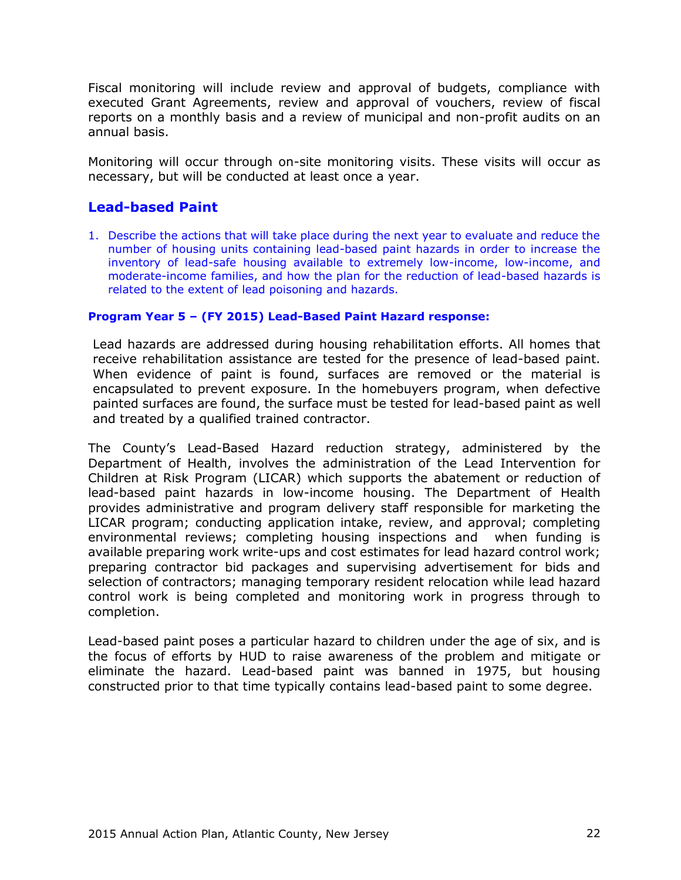Fiscal monitoring will include review and approval of budgets, compliance with executed Grant Agreements, review and approval of vouchers, review of fiscal reports on a monthly basis and a review of municipal and non-profit audits on an annual basis.

Monitoring will occur through on-site monitoring visits. These visits will occur as necessary, but will be conducted at least once a year.

## Lead-based Paint

1. Describe the actions that will take place during the next year to evaluate and reduce the number of housing units containing lead-based paint hazards in order to increase the inventory of lead-safe housing available to extremely low-income, low-income, and moderate-income families, and how the plan for the reduction of lead-based hazards is related to the extent of lead poisoning and hazards.

**Program Year 5 – (FY 2015) Lead-Based Paint Hazard response:**

Lead hazards are addressed during housing rehabilitation efforts. All homes that receive rehabilitation assistance are tested for the presence of lead-based paint. When evidence of paint is found, surfaces are removed or the material is encapsulated to prevent exposure. In the homebuyers program, when defective painted surfaces are found, the surface must be tested for lead-based paint as well and treated by a qualified trained contractor.

The County's Lead-Based Hazard reduction strategy, administered by the Department of Health, involves the administration of the Lead Intervention for Children at Risk Program (LICAR) which supports the abatement or reduction of lead-based paint hazards in low-income housing. The Department of Health provides administrative and program delivery staff responsible for marketing the LICAR program; conducting application intake, review, and approval; completing environmental reviews; completing housing inspections and when funding is available preparing work write-ups and cost estimates for lead hazard control work; preparing contractor bid packages and supervising advertisement for bids and selection of contractors; managing temporary resident relocation while lead hazard control work is being completed and monitoring work in progress through to completion.

Lead-based paint poses a particular hazard to children under the age of six, and is the focus of efforts by HUD to raise awareness of the problem and mitigate or eliminate the hazard. Lead-based paint was banned in 1975, but housing constructed prior to that time typically contains lead-based paint to some degree.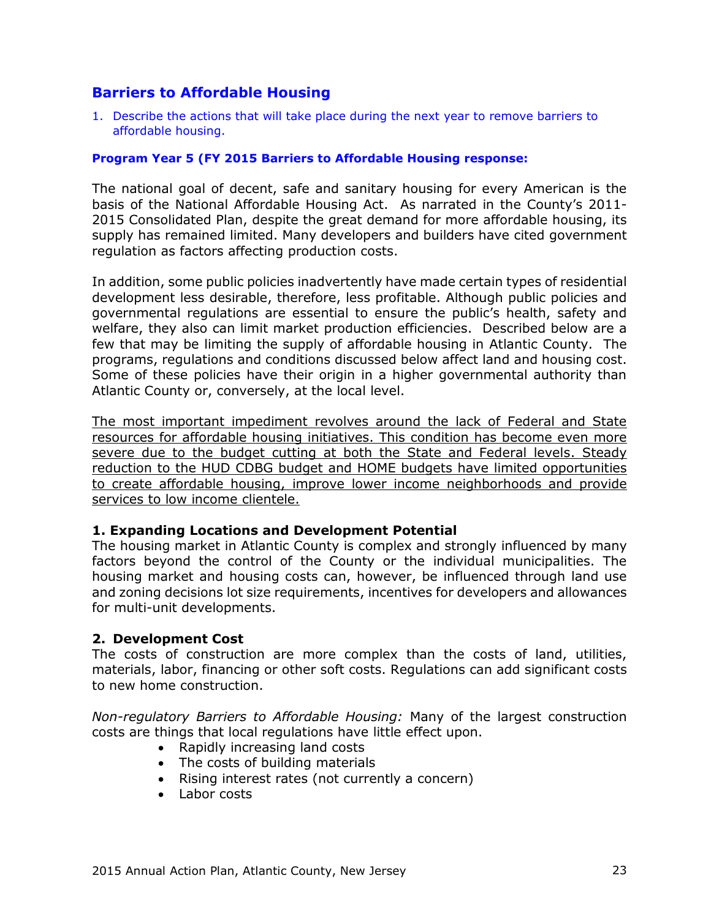## Barriers to Affordable Housing

1. Describe the actions that will take place during the next year to remove barriers to affordable housing.

**Program Year 5 (FY 2015 Barriers to Affordable Housing response:**

The national goal of decent, safe and sanitary housing for every American is the basis of the National Affordable Housing Act. As narrated in the County's 2011-2015 Consolidated Plan, despite the great demand for more affordable housing, its supply has remained limited. Many developers and builders have cited government regulation as factors affecting production costs.

In addition, some public policies inadvertently have made certain types of residential development less desirable, therefore, less profitable. Although public policies and governmental regulations are essential to ensure the public's health, safety and welfare, they also can limit market production efficiencies. Described below are a few that may be limiting the supply of affordable housing in Atlantic County. The programs, regulations and conditions discussed below affect land and housing cost. Some of these policies have their origin in a higher governmental authority than Atlantic County or, conversely, at the local level.

<u>The most important impediment revolves around the lack of Federal and State resources for affordable housing initiatives. This condition has become even more severe due to the budget cutting at both the State and Federal levels. Steady reduction to the HUD CDBG budget and HOME budgets have limited opportunities to create affordable housing, improve lower income neighborhoods and provide services to low income clientele.</u>

**1. Expanding Locations and Development Potential**
The housing market in Atlantic County is complex and strongly influenced by many factors beyond the control of the County or the individual municipalities. The housing market and housing costs can, however, be influenced through land use and zoning decisions lot size requirements, incentives for developers and allowances for multi-unit developments.

**2. Development Cost**
The costs of construction are more complex than the costs of land, utilities, materials, labor, financing or other soft costs. Regulations can add significant costs to new home construction.

*Non-regulatory Barriers to Affordable Housing:* Many of the largest construction costs are things that local regulations have little effect upon.

- Rapidly increasing land costs
- The costs of building materials
- Rising interest rates (not currently a concern)
- Labor costs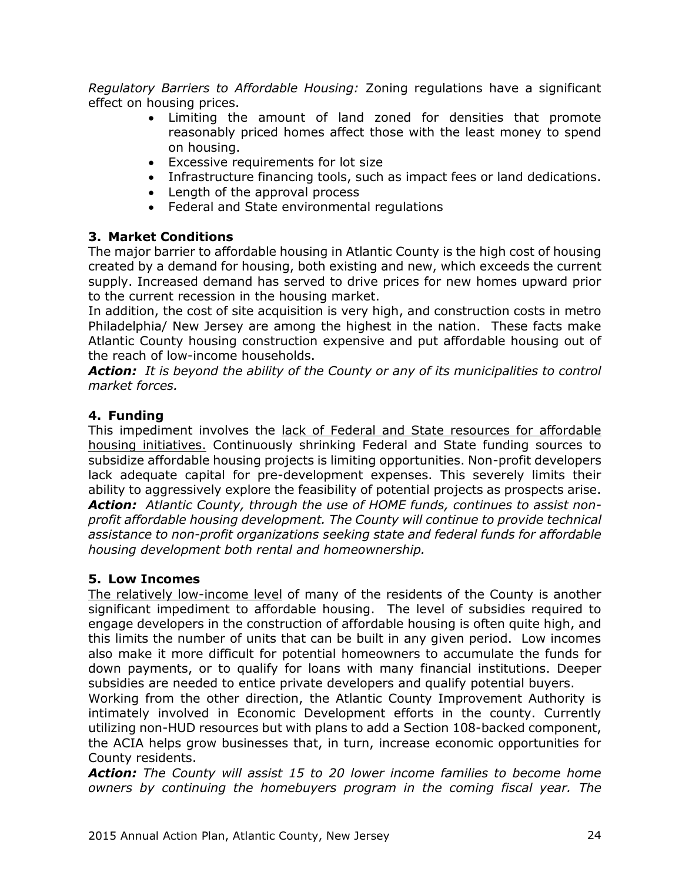*Regulatory Barriers to Affordable Housing:* Zoning regulations have a significant effect on housing prices.

- Limiting the amount of land zoned for densities that promote reasonably priced homes affect those with the least money to spend on housing.
- Excessive requirements for lot size
- Infrastructure financing tools, such as impact fees or land dedications.
- Length of the approval process
- Federal and State environmental regulations

### 3. Market Conditions

The major barrier to affordable housing in Atlantic County is the high cost of housing created by a demand for housing, both existing and new, which exceeds the current supply. Increased demand has served to drive prices for new homes upward prior to the current recession in the housing market.

In addition, the cost of site acquisition is very high, and construction costs in metro Philadelphia/ New Jersey are among the highest in the nation. These facts make Atlantic County housing construction expensive and put affordable housing out of the reach of low-income households.

***Action:*** *It is beyond the ability of the County or any of its municipalities to control market forces.*

### 4. Funding

This impediment involves the <u>lack of Federal and State resources for affordable housing initiatives.</u> Continuously shrinking Federal and State funding sources to subsidize affordable housing projects is limiting opportunities. Non-profit developers lack adequate capital for pre-development expenses. This severely limits their ability to aggressively explore the feasibility of potential projects as prospects arise.

***Action:*** *Atlantic County, through the use of HOME funds, continues to assist non-profit affordable housing development. The County will continue to provide technical assistance to non-profit organizations seeking state and federal funds for affordable housing development both rental and homeownership.*

### 5. Low Incomes

<u>The relatively low-income level</u> of many of the residents of the County is another significant impediment to affordable housing. The level of subsidies required to engage developers in the construction of affordable housing is often quite high, and this limits the number of units that can be built in any given period. Low incomes also make it more difficult for potential homeowners to accumulate the funds for down payments, or to qualify for loans with many financial institutions. Deeper subsidies are needed to entice private developers and qualify potential buyers.

Working from the other direction, the Atlantic County Improvement Authority is intimately involved in Economic Development efforts in the county. Currently utilizing non-HUD resources but with plans to add a Section 108-backed component, the ACIA helps grow businesses that, in turn, increase economic opportunities for County residents.

***Action:*** *The County will assist 15 to 20 lower income families to become home owners by continuing the homebuyers program in the coming fiscal year. The*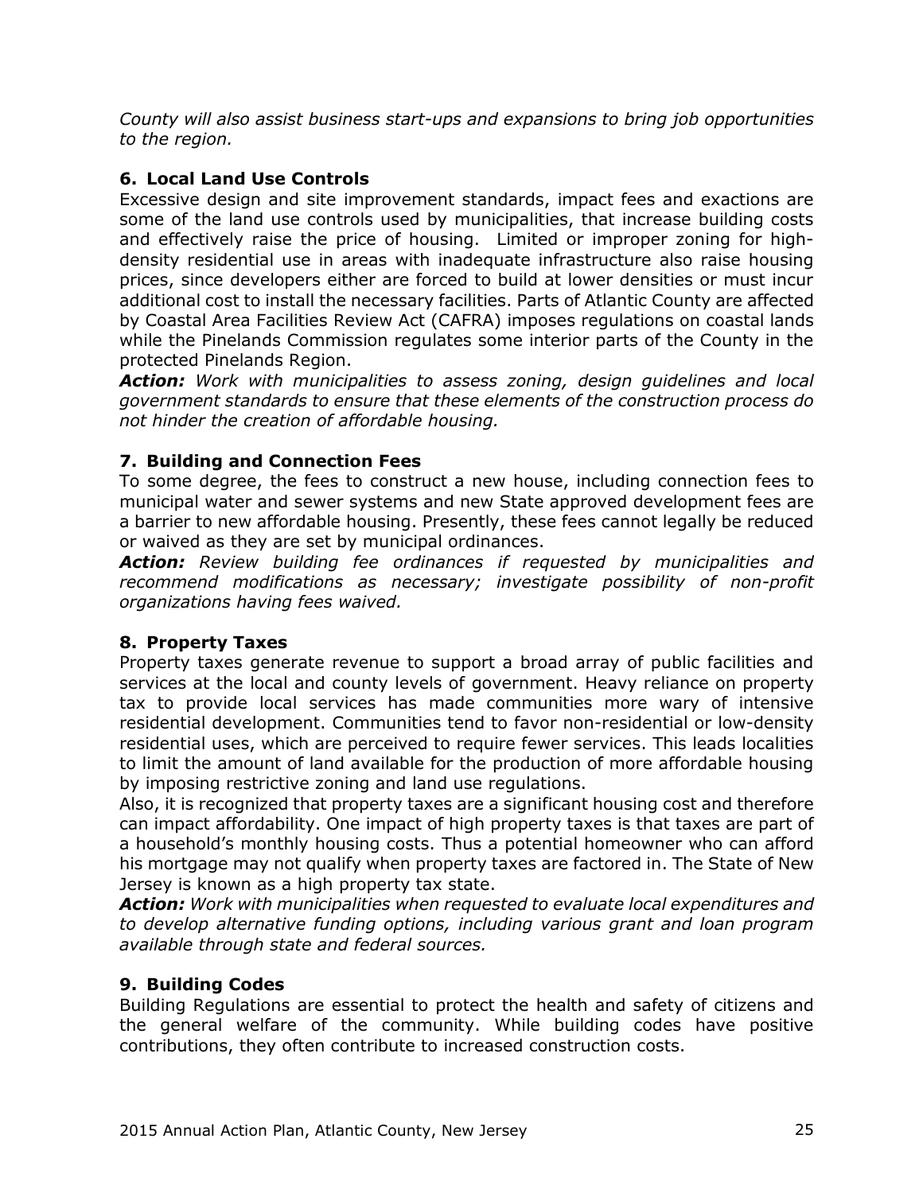*County will also assist business start-ups and expansions to bring job opportunities to the region.*

### 6. Local Land Use Controls

Excessive design and site improvement standards, impact fees and exactions are some of the land use controls used by municipalities, that increase building costs and effectively raise the price of housing. Limited or improper zoning for high-density residential use in areas with inadequate infrastructure also raise housing prices, since developers either are forced to build at lower densities or must incur additional cost to install the necessary facilities. Parts of Atlantic County are affected by Coastal Area Facilities Review Act (CAFRA) imposes regulations on coastal lands while the Pinelands Commission regulates some interior parts of the County in the protected Pinelands Region.

***Action:*** *Work with municipalities to assess zoning, design guidelines and local government standards to ensure that these elements of the construction process do not hinder the creation of affordable housing.*

### 7. Building and Connection Fees

To some degree, the fees to construct a new house, including connection fees to municipal water and sewer systems and new State approved development fees are a barrier to new affordable housing. Presently, these fees cannot legally be reduced or waived as they are set by municipal ordinances.

***Action:*** *Review building fee ordinances if requested by municipalities and recommend modifications as necessary; investigate possibility of non-profit organizations having fees waived.*

### 8. Property Taxes

Property taxes generate revenue to support a broad array of public facilities and services at the local and county levels of government. Heavy reliance on property tax to provide local services has made communities more wary of intensive residential development. Communities tend to favor non-residential or low-density residential uses, which are perceived to require fewer services. This leads localities to limit the amount of land available for the production of more affordable housing by imposing restrictive zoning and land use regulations.

Also, it is recognized that property taxes are a significant housing cost and therefore can impact affordability. One impact of high property taxes is that taxes are part of a household's monthly housing costs. Thus a potential homeowner who can afford his mortgage may not qualify when property taxes are factored in. The State of New Jersey is known as a high property tax state.

***Action:*** *Work with municipalities when requested to evaluate local expenditures and to develop alternative funding options, including various grant and loan program available through state and federal sources.*

### 9. Building Codes

Building Regulations are essential to protect the health and safety of citizens and the general welfare of the community. While building codes have positive contributions, they often contribute to increased construction costs.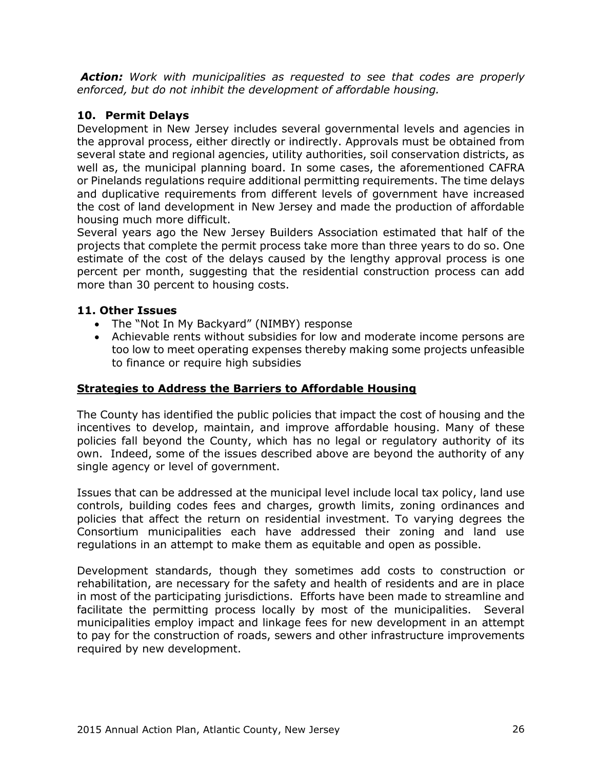***Action:*** *Work with municipalities as requested to see that codes are properly enforced, but do not inhibit the development of affordable housing.*

### 10. Permit Delays

Development in New Jersey includes several governmental levels and agencies in the approval process, either directly or indirectly. Approvals must be obtained from several state and regional agencies, utility authorities, soil conservation districts, as well as, the municipal planning board. In some cases, the aforementioned CAFRA or Pinelands regulations require additional permitting requirements. The time delays and duplicative requirements from different levels of government have increased the cost of land development in New Jersey and made the production of affordable housing much more difficult.

Several years ago the New Jersey Builders Association estimated that half of the projects that complete the permit process take more than three years to do so. One estimate of the cost of the delays caused by the lengthy approval process is one percent per month, suggesting that the residential construction process can add more than 30 percent to housing costs.

### 11. Other Issues

- The "Not In My Backyard" (NIMBY) response
- Achievable rents without subsidies for low and moderate income persons are too low to meet operating expenses thereby making some projects unfeasible to finance or require high subsidies

## Strategies to Address the Barriers to Affordable Housing

The County has identified the public policies that impact the cost of housing and the incentives to develop, maintain, and improve affordable housing. Many of these policies fall beyond the County, which has no legal or regulatory authority of its own. Indeed, some of the issues described above are beyond the authority of any single agency or level of government.

Issues that can be addressed at the municipal level include local tax policy, land use controls, building codes fees and charges, growth limits, zoning ordinances and policies that affect the return on residential investment. To varying degrees the Consortium municipalities each have addressed their zoning and land use regulations in an attempt to make them as equitable and open as possible.

Development standards, though they sometimes add costs to construction or rehabilitation, are necessary for the safety and health of residents and are in place in most of the participating jurisdictions. Efforts have been made to streamline and facilitate the permitting process locally by most of the municipalities. Several municipalities employ impact and linkage fees for new development in an attempt to pay for the construction of roads, sewers and other infrastructure improvements required by new development.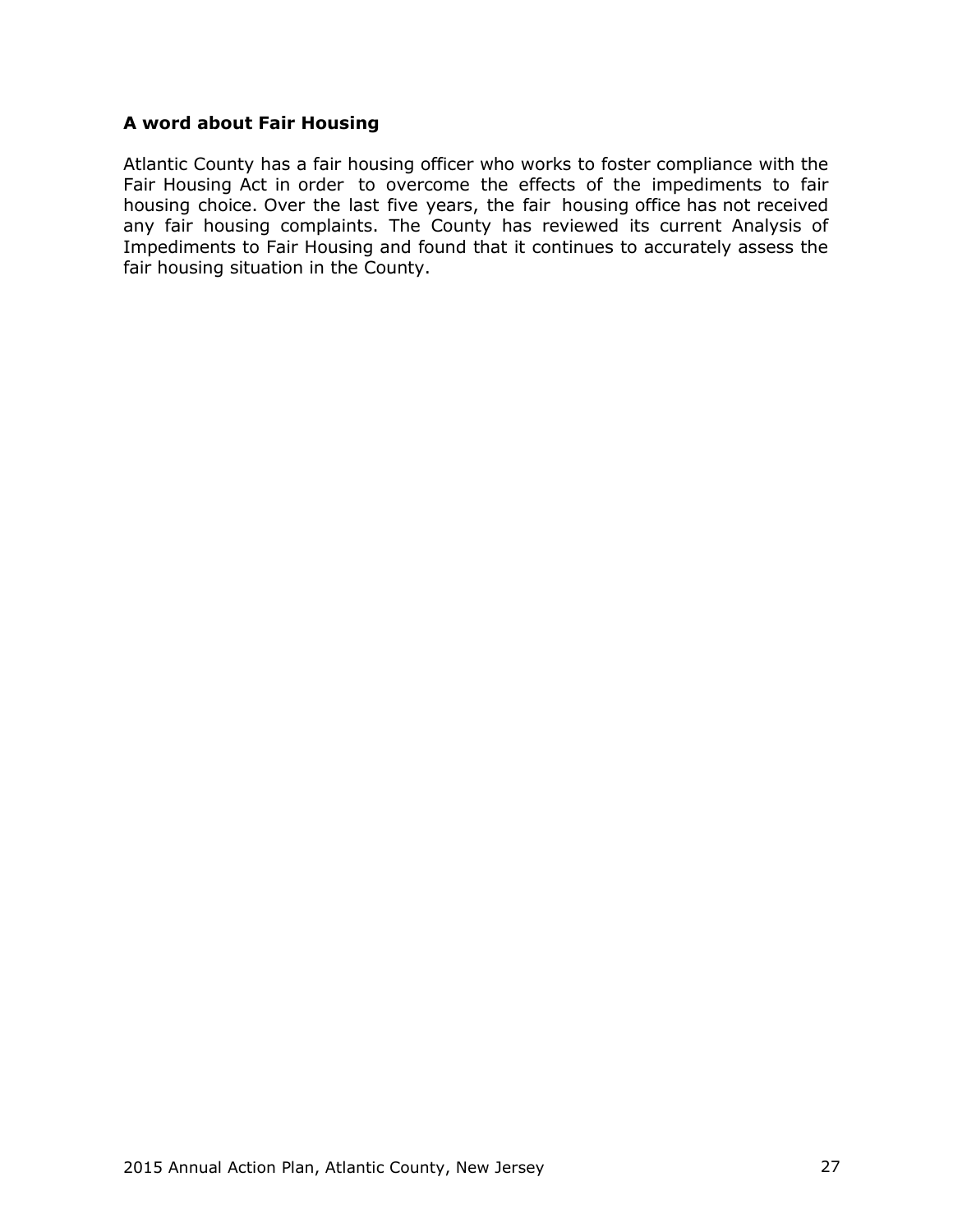### A word about Fair Housing

Atlantic County has a fair housing officer who works to foster compliance with the Fair Housing Act in order to overcome the effects of the impediments to fair housing choice. Over the last five years, the fair housing office has not received any fair housing complaints. The County has reviewed its current Analysis of Impediments to Fair Housing and found that it continues to accurately assess the fair housing situation in the County.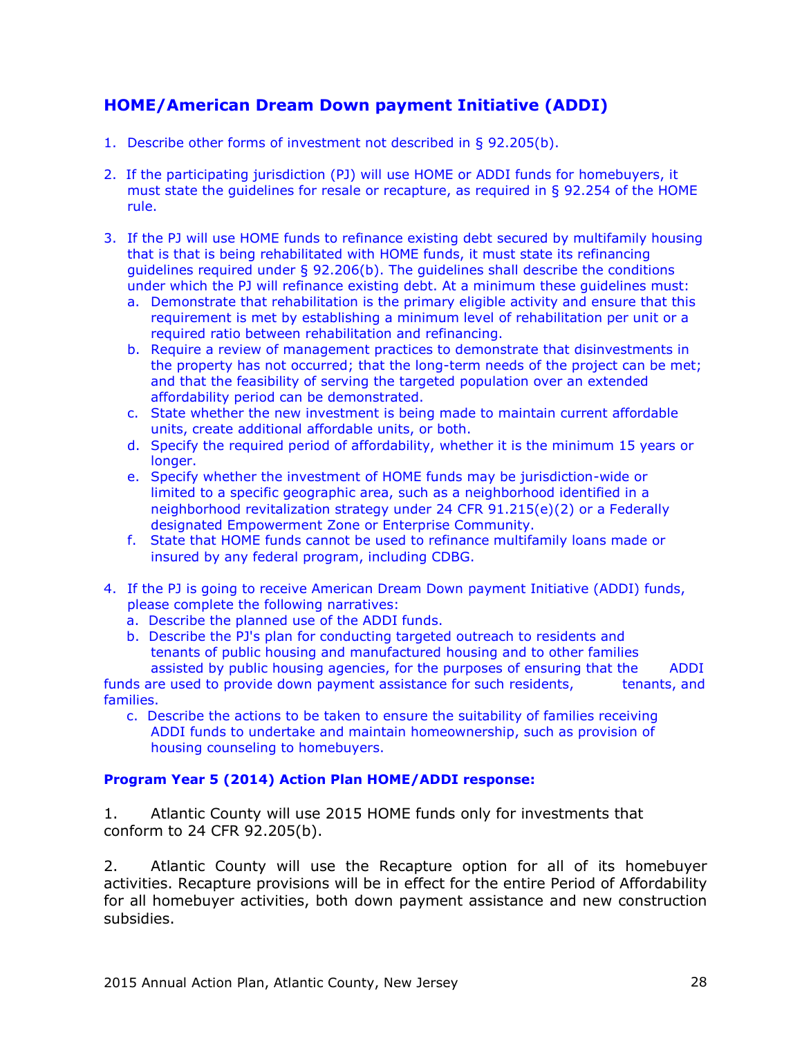## HOME/American Dream Down payment Initiative (ADDI)

1. Describe other forms of investment not described in § 92.205(b).

2. If the participating jurisdiction (PJ) will use HOME or ADDI funds for homebuyers, it must state the guidelines for resale or recapture, as required in § 92.254 of the HOME rule.

3. If the PJ will use HOME funds to refinance existing debt secured by multifamily housing that is that is being rehabilitated with HOME funds, it must state its refinancing guidelines required under § 92.206(b). The guidelines shall describe the conditions under which the PJ will refinance existing debt. At a minimum these guidelines must:
   a. Demonstrate that rehabilitation is the primary eligible activity and ensure that this requirement is met by establishing a minimum level of rehabilitation per unit or a required ratio between rehabilitation and refinancing.
   b. Require a review of management practices to demonstrate that disinvestments in the property has not occurred; that the long-term needs of the project can be met; and that the feasibility of serving the targeted population over an extended affordability period can be demonstrated.
   c. State whether the new investment is being made to maintain current affordable units, create additional affordable units, or both.
   d. Specify the required period of affordability, whether it is the minimum 15 years or longer.
   e. Specify whether the investment of HOME funds may be jurisdiction-wide or limited to a specific geographic area, such as a neighborhood identified in a neighborhood revitalization strategy under 24 CFR 91.215(e)(2) or a Federally designated Empowerment Zone or Enterprise Community.
   f. State that HOME funds cannot be used to refinance multifamily loans made or insured by any federal program, including CDBG.

4. If the PJ is going to receive American Dream Down payment Initiative (ADDI) funds, please complete the following narratives:
   a. Describe the planned use of the ADDI funds.
   b. Describe the PJ's plan for conducting targeted outreach to residents and tenants of public housing and manufactured housing and to other families assisted by public housing agencies, for the purposes of ensuring that the ADDI funds are used to provide down payment assistance for such residents, tenants, and families.
   c. Describe the actions to be taken to ensure the suitability of families receiving ADDI funds to undertake and maintain homeownership, such as provision of housing counseling to homebuyers.

**Program Year 5 (2014) Action Plan HOME/ADDI response:**

1. Atlantic County will use 2015 HOME funds only for investments that conform to 24 CFR 92.205(b).

2. Atlantic County will use the Recapture option for all of its homebuyer activities. Recapture provisions will be in effect for the entire Period of Affordability for all homebuyer activities, both down payment assistance and new construction subsidies.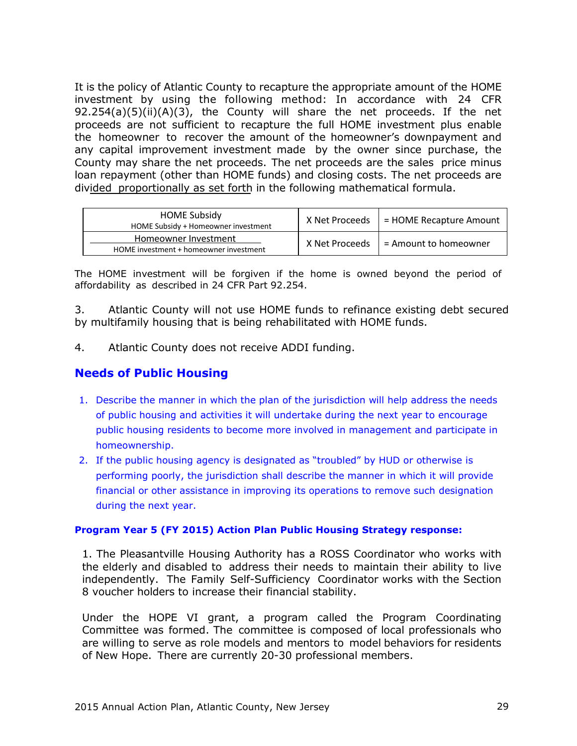It is the policy of Atlantic County to recapture the appropriate amount of the HOME investment by using the following method: In accordance with 24 CFR 92.254(a)(5)(ii)(A)(3), the County will share the net proceeds. If the net proceeds are not sufficient to recapture the full HOME investment plus enable the homeowner to recover the amount of the homeowner's downpayment and any capital improvement investment made by the owner since purchase, the County may share the net proceeds. The net proceeds are the sales price minus loan repayment (other than HOME funds) and closing costs. The net proceeds are divided proportionally as set forth in the following mathematical formula.

| Formula | | |
|---|---|---|
| HOME Subsidy / HOME Subsidy + Homeowner investment | X Net Proceeds | = HOME Recapture Amount |
| Homeowner Investment / HOME investment + homeowner investment | X Net Proceeds | = Amount to homeowner |

The HOME investment will be forgiven if the home is owned beyond the period of affordability as described in 24 CFR Part 92.254.

3. Atlantic County will not use HOME funds to refinance existing debt secured by multifamily housing that is being rehabilitated with HOME funds.

4. Atlantic County does not receive ADDI funding.

## Needs of Public Housing

1. Describe the manner in which the plan of the jurisdiction will help address the needs of public housing and activities it will undertake during the next year to encourage public housing residents to become more involved in management and participate in homeownership.
2. If the public housing agency is designated as "troubled" by HUD or otherwise is performing poorly, the jurisdiction shall describe the manner in which it will provide financial or other assistance in improving its operations to remove such designation during the next year.

**Program Year 5 (FY 2015) Action Plan Public Housing Strategy response:**

1. The Pleasantville Housing Authority has a ROSS Coordinator who works with the elderly and disabled to address their needs to maintain their ability to live independently. The Family Self-Sufficiency Coordinator works with the Section 8 voucher holders to increase their financial stability.

Under the HOPE VI grant, a program called the Program Coordinating Committee was formed. The committee is composed of local professionals who are willing to serve as role models and mentors to model behaviors for residents of New Hope. There are currently 20-30 professional members.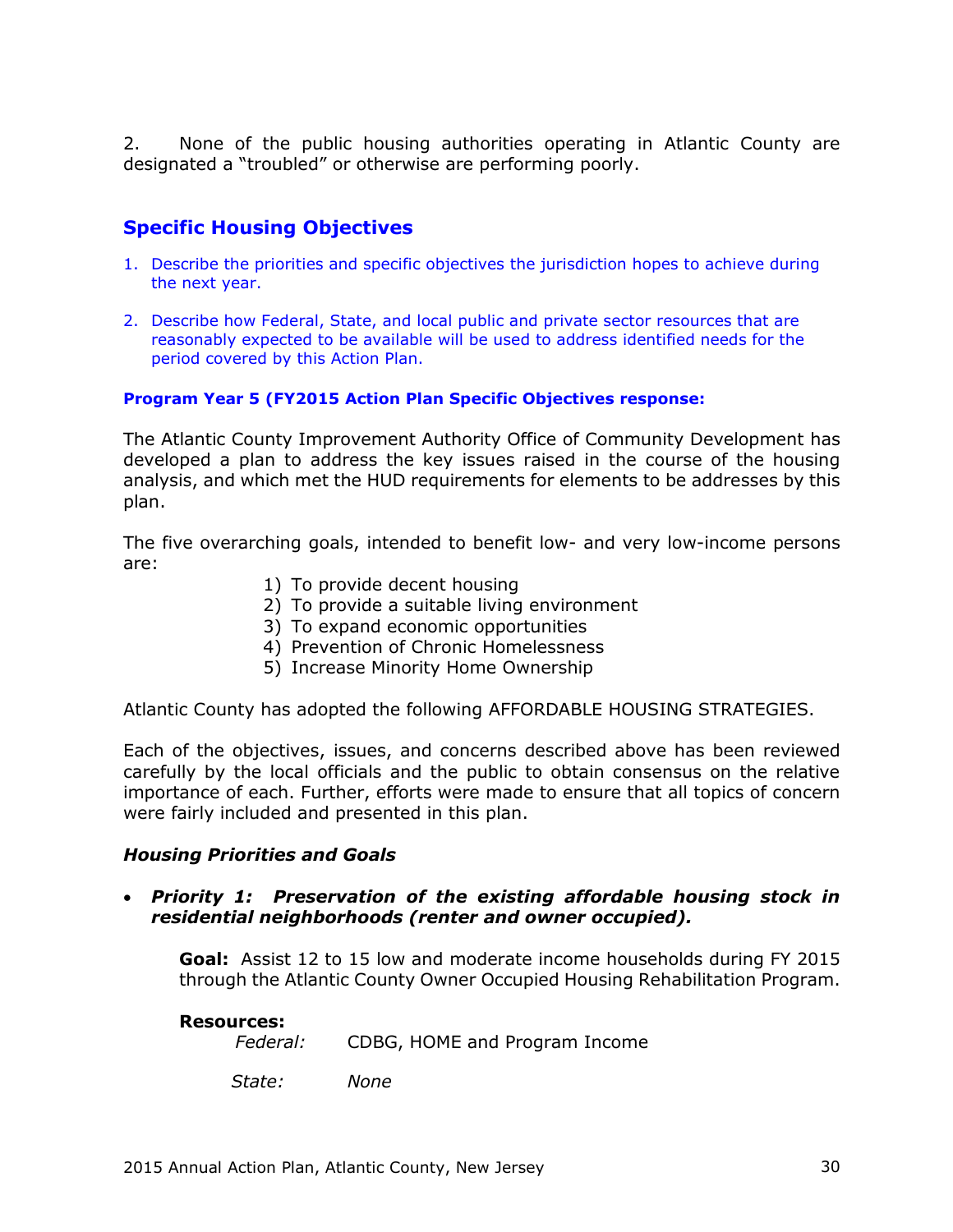2. None of the public housing authorities operating in Atlantic County are designated a "troubled" or otherwise are performing poorly.

## Specific Housing Objectives

1. Describe the priorities and specific objectives the jurisdiction hopes to achieve during the next year.
2. Describe how Federal, State, and local public and private sector resources that are reasonably expected to be available will be used to address identified needs for the period covered by this Action Plan.

**Program Year 5 (FY2015 Action Plan Specific Objectives response:**

The Atlantic County Improvement Authority Office of Community Development has developed a plan to address the key issues raised in the course of the housing analysis, and which met the HUD requirements for elements to be addresses by this plan.

The five overarching goals, intended to benefit low- and very low-income persons are:

1) To provide decent housing
2) To provide a suitable living environment
3) To expand economic opportunities
4) Prevention of Chronic Homelessness
5) Increase Minority Home Ownership

Atlantic County has adopted the following AFFORDABLE HOUSING STRATEGIES.

Each of the objectives, issues, and concerns described above has been reviewed carefully by the local officials and the public to obtain consensus on the relative importance of each. Further, efforts were made to ensure that all topics of concern were fairly included and presented in this plan.

### *Housing Priorities and Goals*

- ***Priority 1: Preservation of the existing affordable housing stock in residential neighborhoods (renter and owner occupied).***

  **Goal:** Assist 12 to 15 low and moderate income households during FY 2015 through the Atlantic County Owner Occupied Housing Rehabilitation Program.

  **Resources:**
  *Federal:* CDBG, HOME and Program Income

  *State:* *None*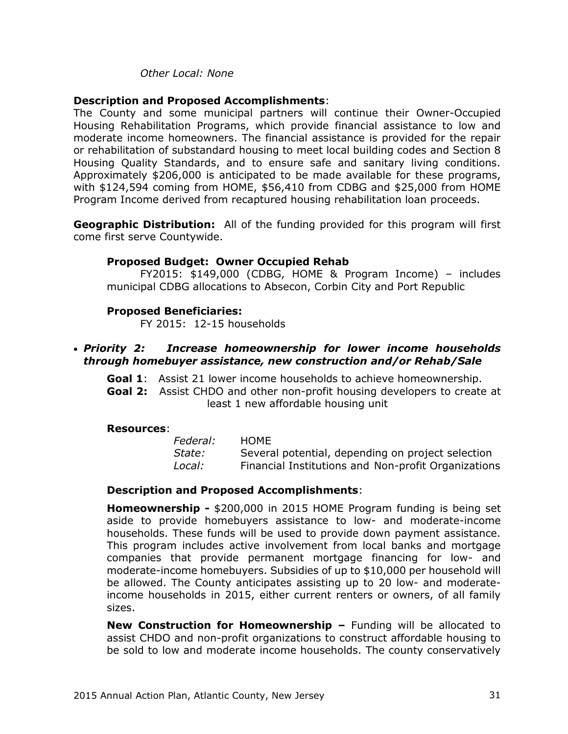*Other Local: None*

**Description and Proposed Accomplishments**:
The County and some municipal partners will continue their Owner-Occupied Housing Rehabilitation Programs, which provide financial assistance to low and moderate income homeowners. The financial assistance is provided for the repair or rehabilitation of substandard housing to meet local building codes and Section 8 Housing Quality Standards, and to ensure safe and sanitary living conditions. Approximately $206,000 is anticipated to be made available for these programs, with $124,594 coming from HOME, $56,410 from CDBG and $25,000 from HOME Program Income derived from recaptured housing rehabilitation loan proceeds.

**Geographic Distribution:** All of the funding provided for this program will first come first serve Countywide.

**Proposed Budget: Owner Occupied Rehab**
FY2015: $149,000 (CDBG, HOME & Program Income) – includes municipal CDBG allocations to Absecon, Corbin City and Port Republic

**Proposed Beneficiaries:**
FY 2015: 12-15 households

- ***Priority 2: Increase homeownership for lower income households through homebuyer assistance, new construction and/or Rehab/Sale***

**Goal 1**: Assist 21 lower income households to achieve homeownership.
**Goal 2:** Assist CHDO and other non-profit housing developers to create at least 1 new affordable housing unit

**Resources**:

| | |
|---|---|
| *Federal:* | HOME |
| *State:* | Several potential, depending on project selection |
| *Local:* | Financial Institutions and Non-profit Organizations |

**Description and Proposed Accomplishments**:

**Homeownership -** $200,000 in 2015 HOME Program funding is being set aside to provide homebuyers assistance to low- and moderate-income households. These funds will be used to provide down payment assistance. This program includes active involvement from local banks and mortgage companies that provide permanent mortgage financing for low- and moderate-income homebuyers. Subsidies of up to $10,000 per household will be allowed. The County anticipates assisting up to 20 low- and moderate-income households in 2015, either current renters or owners, of all family sizes.

**New Construction for Homeownership –** Funding will be allocated to assist CHDO and non-profit organizations to construct affordable housing to be sold to low and moderate income households. The county conservatively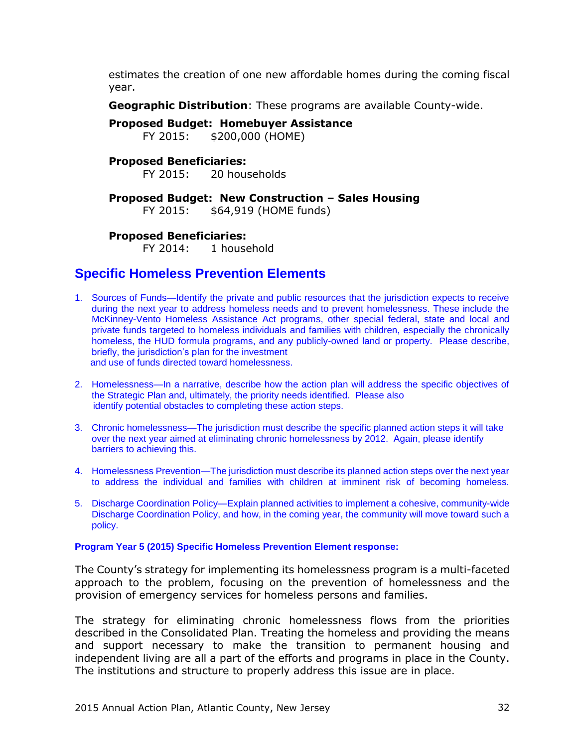estimates the creation of one new affordable homes during the coming fiscal year.

**Geographic Distribution**: These programs are available County-wide.

**Proposed Budget: Homebuyer Assistance**
FY 2015: $200,000 (HOME)

**Proposed Beneficiaries:**
FY 2015: 20 households

**Proposed Budget: New Construction – Sales Housing**
FY 2015: $64,919 (HOME funds)

**Proposed Beneficiaries:**
FY 2014: 1 household

## Specific Homeless Prevention Elements

1. Sources of Funds—Identify the private and public resources that the jurisdiction expects to receive during the next year to address homeless needs and to prevent homelessness. These include the McKinney-Vento Homeless Assistance Act programs, other special federal, state and local and private funds targeted to homeless individuals and families with children, especially the chronically homeless, the HUD formula programs, and any publicly-owned land or property. Please describe, briefly, the jurisdiction's plan for the investment and use of funds directed toward homelessness.
2. Homelessness—In a narrative, describe how the action plan will address the specific objectives of the Strategic Plan and, ultimately, the priority needs identified. Please also identify potential obstacles to completing these action steps.
3. Chronic homelessness—The jurisdiction must describe the specific planned action steps it will take over the next year aimed at eliminating chronic homelessness by 2012. Again, please identify barriers to achieving this.
4. Homelessness Prevention—The jurisdiction must describe its planned action steps over the next year to address the individual and families with children at imminent risk of becoming homeless.
5. Discharge Coordination Policy—Explain planned activities to implement a cohesive, community-wide Discharge Coordination Policy, and how, in the coming year, the community will move toward such a policy.

**Program Year 5 (2015) Specific Homeless Prevention Element response:**

The County's strategy for implementing its homelessness program is a multi-faceted approach to the problem, focusing on the prevention of homelessness and the provision of emergency services for homeless persons and families.

The strategy for eliminating chronic homelessness flows from the priorities described in the Consolidated Plan. Treating the homeless and providing the means and support necessary to make the transition to permanent housing and independent living are all a part of the efforts and programs in place in the County. The institutions and structure to properly address this issue are in place.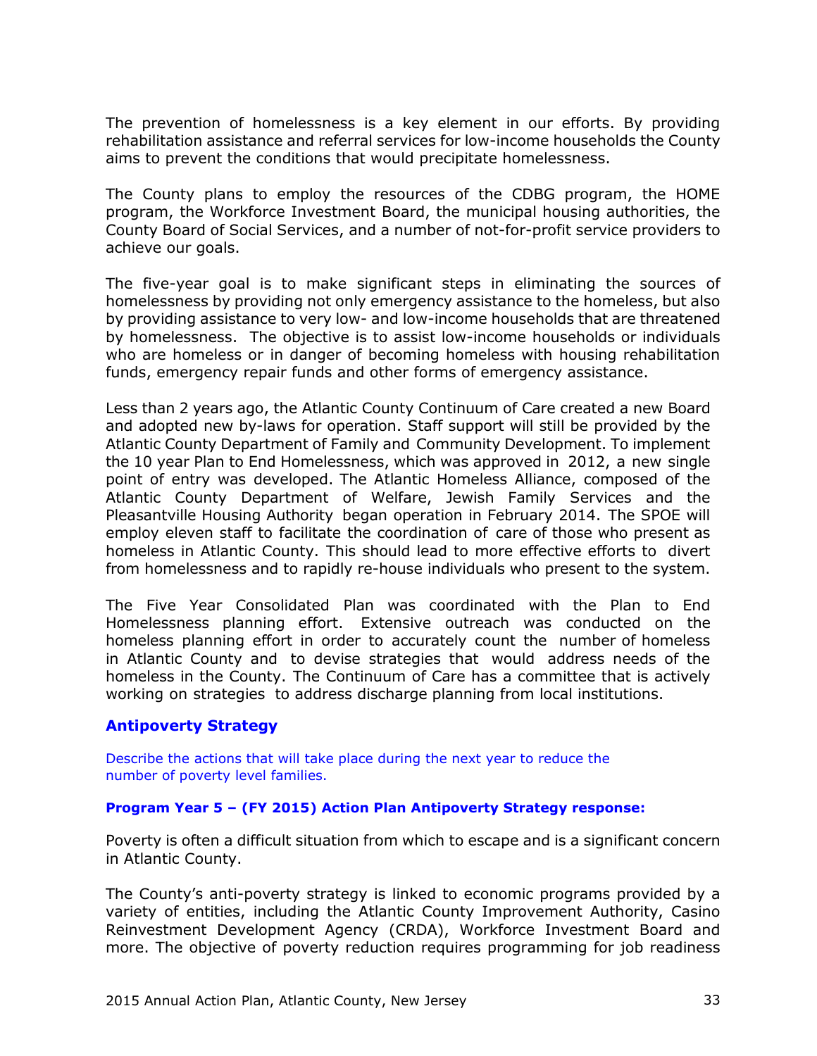The prevention of homelessness is a key element in our efforts. By providing rehabilitation assistance and referral services for low-income households the County aims to prevent the conditions that would precipitate homelessness.

The County plans to employ the resources of the CDBG program, the HOME program, the Workforce Investment Board, the municipal housing authorities, the County Board of Social Services, and a number of not-for-profit service providers to achieve our goals.

The five-year goal is to make significant steps in eliminating the sources of homelessness by providing not only emergency assistance to the homeless, but also by providing assistance to very low- and low-income households that are threatened by homelessness. The objective is to assist low-income households or individuals who are homeless or in danger of becoming homeless with housing rehabilitation funds, emergency repair funds and other forms of emergency assistance.

Less than 2 years ago, the Atlantic County Continuum of Care created a new Board and adopted new by-laws for operation. Staff support will still be provided by the Atlantic County Department of Family and Community Development. To implement the 10 year Plan to End Homelessness, which was approved in 2012, a new single point of entry was developed. The Atlantic Homeless Alliance, composed of the Atlantic County Department of Welfare, Jewish Family Services and the Pleasantville Housing Authority began operation in February 2014. The SPOE will employ eleven staff to facilitate the coordination of care of those who present as homeless in Atlantic County. This should lead to more effective efforts to divert from homelessness and to rapidly re-house individuals who present to the system.

The Five Year Consolidated Plan was coordinated with the Plan to End Homelessness planning effort. Extensive outreach was conducted on the homeless planning effort in order to accurately count the number of homeless in Atlantic County and to devise strategies that would address needs of the homeless in the County. The Continuum of Care has a committee that is actively working on strategies to address discharge planning from local institutions.

## Antipoverty Strategy

Describe the actions that will take place during the next year to reduce the number of poverty level families.

**Program Year 5 – (FY 2015) Action Plan Antipoverty Strategy response:**

Poverty is often a difficult situation from which to escape and is a significant concern in Atlantic County.

The County's anti-poverty strategy is linked to economic programs provided by a variety of entities, including the Atlantic County Improvement Authority, Casino Reinvestment Development Agency (CRDA), Workforce Investment Board and more. The objective of poverty reduction requires programming for job readiness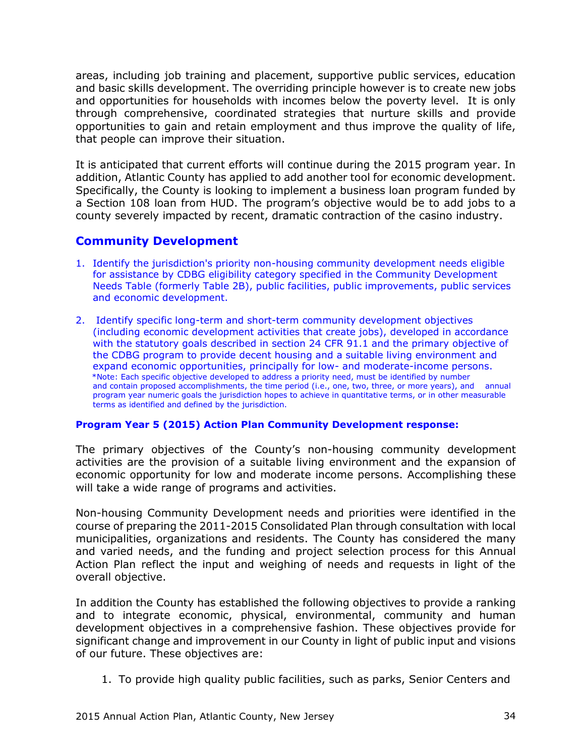areas, including job training and placement, supportive public services, education and basic skills development. The overriding principle however is to create new jobs and opportunities for households with incomes below the poverty level. It is only through comprehensive, coordinated strategies that nurture skills and provide opportunities to gain and retain employment and thus improve the quality of life, that people can improve their situation.

It is anticipated that current efforts will continue during the 2015 program year. In addition, Atlantic County has applied to add another tool for economic development. Specifically, the County is looking to implement a business loan program funded by a Section 108 loan from HUD. The program's objective would be to add jobs to a county severely impacted by recent, dramatic contraction of the casino industry.

## Community Development

1. Identify the jurisdiction's priority non-housing community development needs eligible for assistance by CDBG eligibility category specified in the Community Development Needs Table (formerly Table 2B), public facilities, public improvements, public services and economic development.

2. Identify specific long-term and short-term community development objectives (including economic development activities that create jobs), developed in accordance with the statutory goals described in section 24 CFR 91.1 and the primary objective of the CDBG program to provide decent housing and a suitable living environment and expand economic opportunities, principally for low- and moderate-income persons.
*Note: Each specific objective developed to address a priority need, must be identified by number and contain proposed accomplishments, the time period (i.e., one, two, three, or more years), and annual program year numeric goals the jurisdiction hopes to achieve in quantitative terms, or in other measurable terms as identified and defined by the jurisdiction.

**Program Year 5 (2015) Action Plan Community Development response:**

The primary objectives of the County's non-housing community development activities are the provision of a suitable living environment and the expansion of economic opportunity for low and moderate income persons. Accomplishing these will take a wide range of programs and activities.

Non-housing Community Development needs and priorities were identified in the course of preparing the 2011-2015 Consolidated Plan through consultation with local municipalities, organizations and residents. The County has considered the many and varied needs, and the funding and project selection process for this Annual Action Plan reflect the input and weighing of needs and requests in light of the overall objective.

In addition the County has established the following objectives to provide a ranking and to integrate economic, physical, environmental, community and human development objectives in a comprehensive fashion. These objectives provide for significant change and improvement in our County in light of public input and visions of our future. These objectives are:

1. To provide high quality public facilities, such as parks, Senior Centers and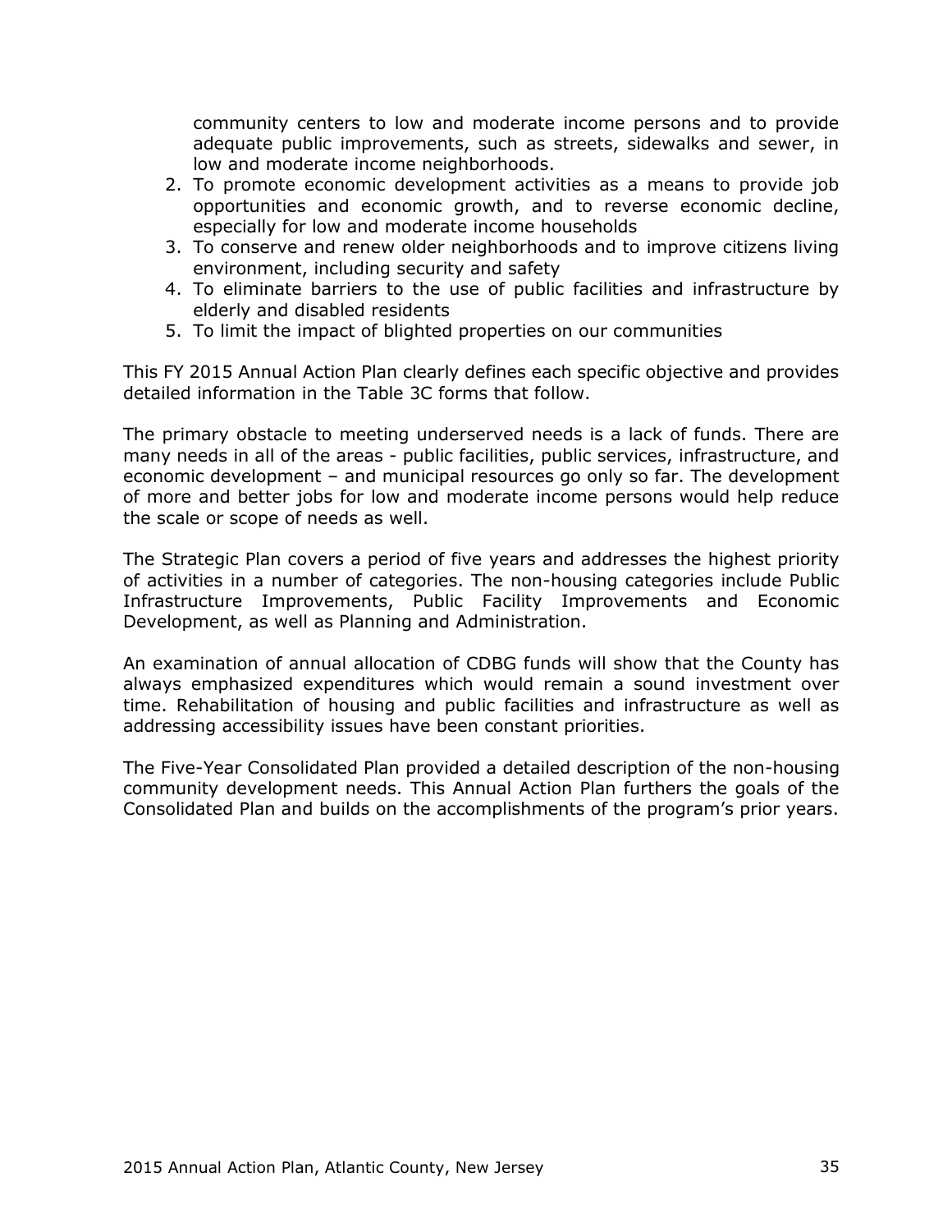community centers to low and moderate income persons and to provide adequate public improvements, such as streets, sidewalks and sewer, in low and moderate income neighborhoods.

2. To promote economic development activities as a means to provide job opportunities and economic growth, and to reverse economic decline, especially for low and moderate income households
3. To conserve and renew older neighborhoods and to improve citizens living environment, including security and safety
4. To eliminate barriers to the use of public facilities and infrastructure by elderly and disabled residents
5. To limit the impact of blighted properties on our communities

This FY 2015 Annual Action Plan clearly defines each specific objective and provides detailed information in the Table 3C forms that follow.

The primary obstacle to meeting underserved needs is a lack of funds. There are many needs in all of the areas - public facilities, public services, infrastructure, and economic development – and municipal resources go only so far. The development of more and better jobs for low and moderate income persons would help reduce the scale or scope of needs as well.

The Strategic Plan covers a period of five years and addresses the highest priority of activities in a number of categories. The non-housing categories include Public Infrastructure Improvements, Public Facility Improvements and Economic Development, as well as Planning and Administration.

An examination of annual allocation of CDBG funds will show that the County has always emphasized expenditures which would remain a sound investment over time. Rehabilitation of housing and public facilities and infrastructure as well as addressing accessibility issues have been constant priorities.

The Five-Year Consolidated Plan provided a detailed description of the non-housing community development needs. This Annual Action Plan furthers the goals of the Consolidated Plan and builds on the accomplishments of the program's prior years.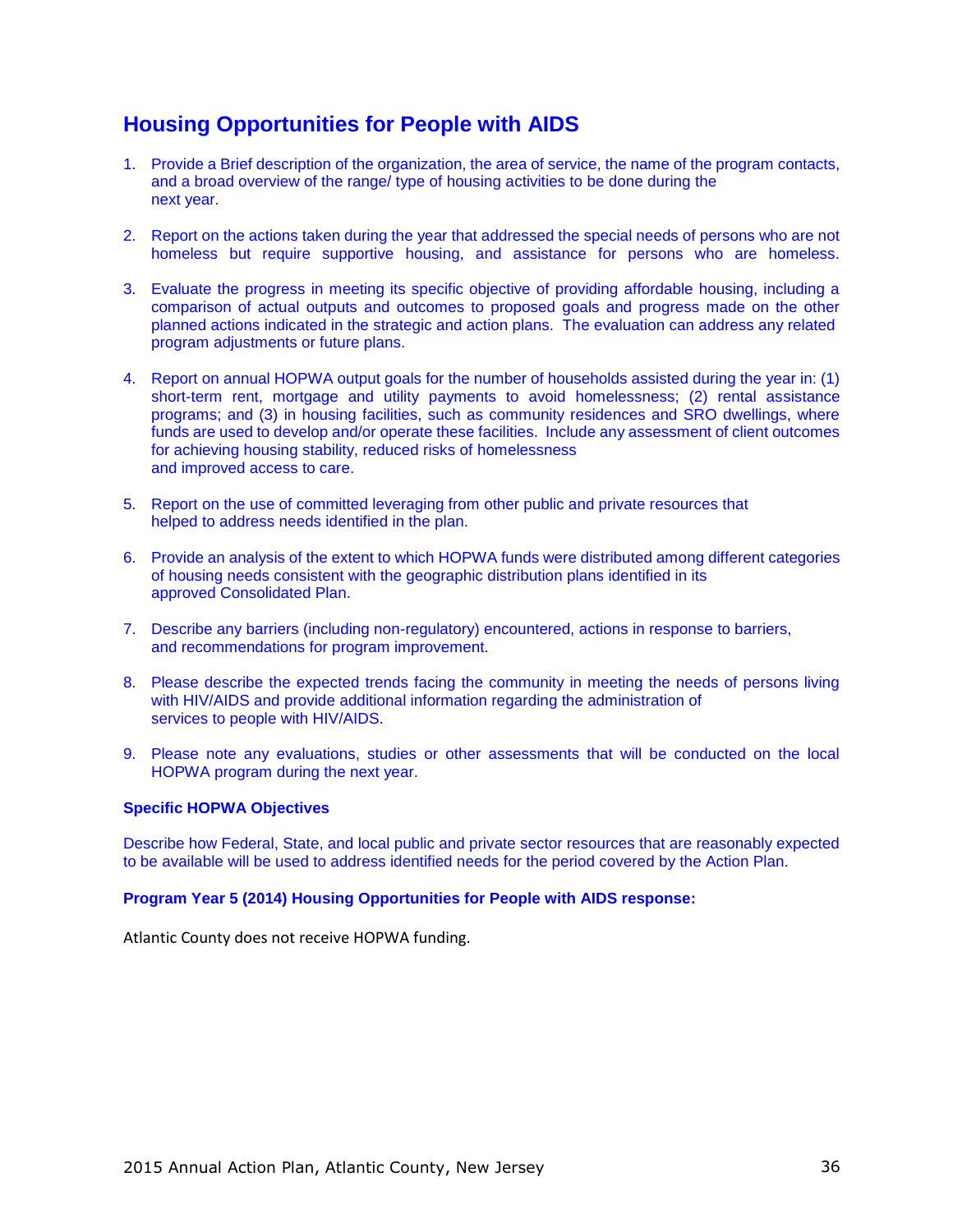## Housing Opportunities for People with AIDS

1. Provide a Brief description of the organization, the area of service, the name of the program contacts, and a broad overview of the range/ type of housing activities to be done during the next year.

2. Report on the actions taken during the year that addressed the special needs of persons who are not homeless but require supportive housing, and assistance for persons who are homeless.

3. Evaluate the progress in meeting its specific objective of providing affordable housing, including a comparison of actual outputs and outcomes to proposed goals and progress made on the other planned actions indicated in the strategic and action plans. The evaluation can address any related program adjustments or future plans.

4. Report on annual HOPWA output goals for the number of households assisted during the year in: (1) short-term rent, mortgage and utility payments to avoid homelessness; (2) rental assistance programs; and (3) in housing facilities, such as community residences and SRO dwellings, where funds are used to develop and/or operate these facilities. Include any assessment of client outcomes for achieving housing stability, reduced risks of homelessness and improved access to care.

5. Report on the use of committed leveraging from other public and private resources that helped to address needs identified in the plan.

6. Provide an analysis of the extent to which HOPWA funds were distributed among different categories of housing needs consistent with the geographic distribution plans identified in its approved Consolidated Plan.

7. Describe any barriers (including non-regulatory) encountered, actions in response to barriers, and recommendations for program improvement.

8. Please describe the expected trends facing the community in meeting the needs of persons living with HIV/AIDS and provide additional information regarding the administration of services to people with HIV/AIDS.

9. Please note any evaluations, studies or other assessments that will be conducted on the local HOPWA program during the next year.

**Specific HOPWA Objectives**

Describe how Federal, State, and local public and private sector resources that are reasonably expected to be available will be used to address identified needs for the period covered by the Action Plan.

**Program Year 5 (2014) Housing Opportunities for People with AIDS response:**

Atlantic County does not receive HOPWA funding.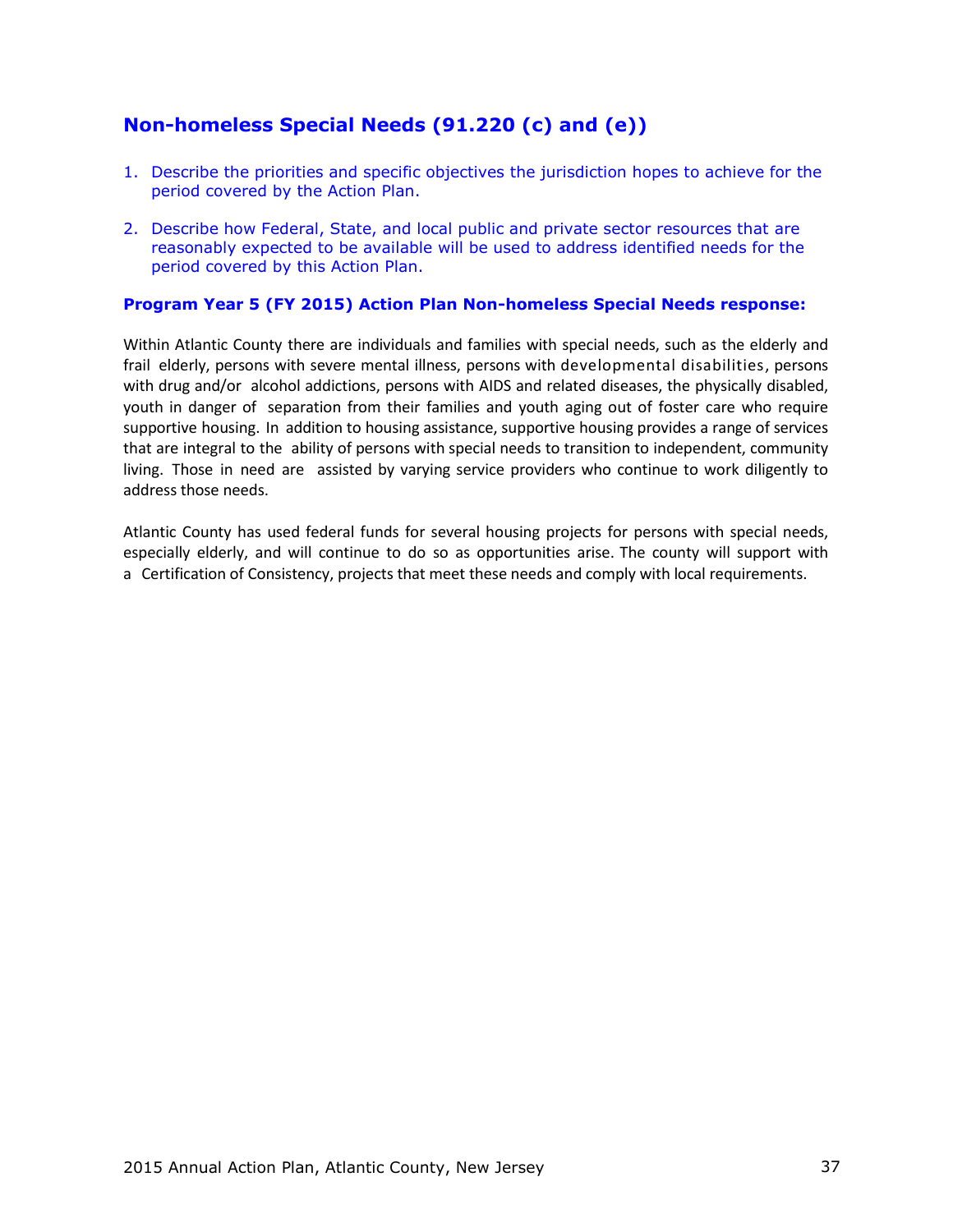## Non-homeless Special Needs (91.220 (c) and (e))

1. Describe the priorities and specific objectives the jurisdiction hopes to achieve for the period covered by the Action Plan.
2. Describe how Federal, State, and local public and private sector resources that are reasonably expected to be available will be used to address identified needs for the period covered by this Action Plan.

**Program Year 5 (FY 2015) Action Plan Non-homeless Special Needs response:**

Within Atlantic County there are individuals and families with special needs, such as the elderly and frail elderly, persons with severe mental illness, persons with developmental disabilities, persons with drug and/or alcohol addictions, persons with AIDS and related diseases, the physically disabled, youth in danger of separation from their families and youth aging out of foster care who require supportive housing. In addition to housing assistance, supportive housing provides a range of services that are integral to the ability of persons with special needs to transition to independent, community living. Those in need are assisted by varying service providers who continue to work diligently to address those needs.

Atlantic County has used federal funds for several housing projects for persons with special needs, especially elderly, and will continue to do so as opportunities arise. The county will support with a Certification of Consistency, projects that meet these needs and comply with local requirements.